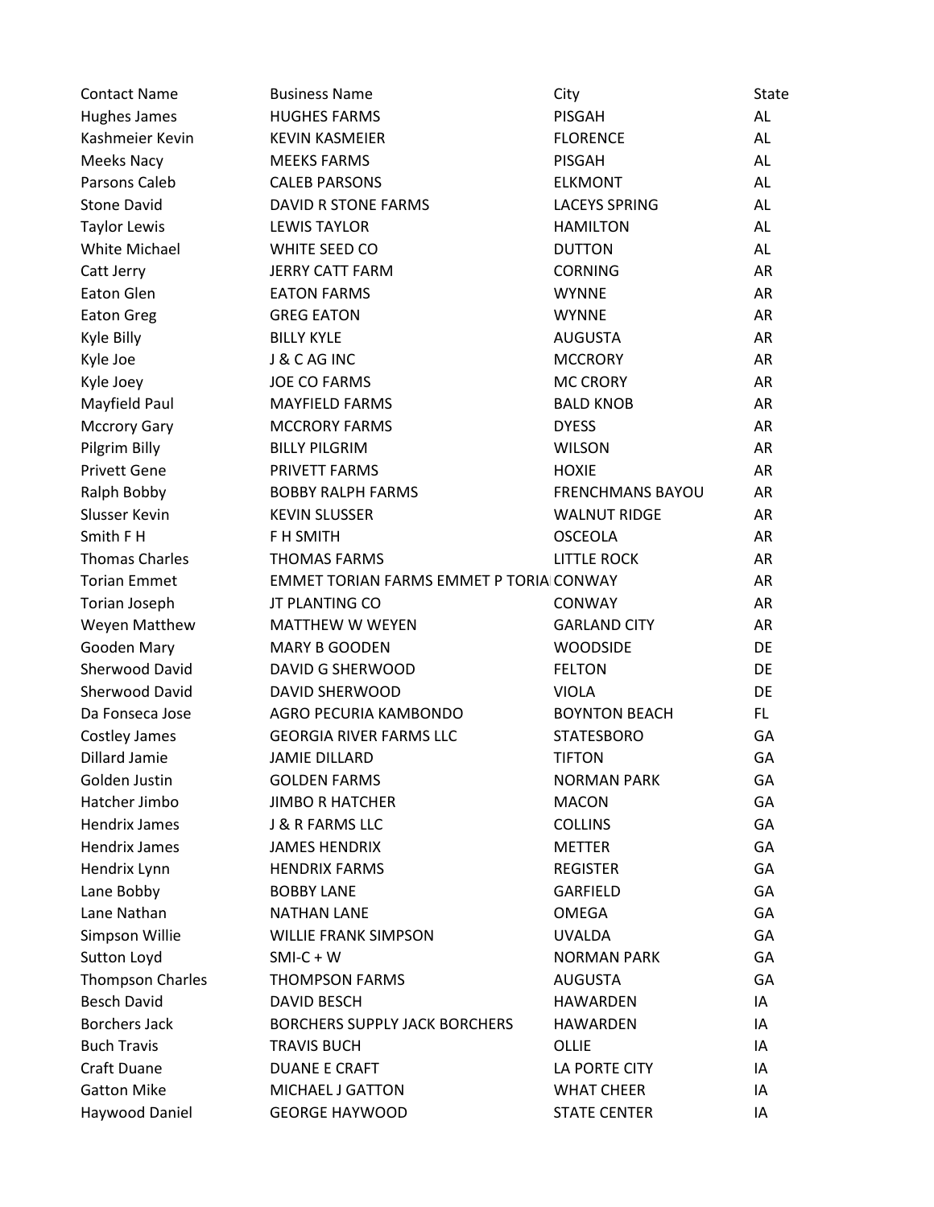| Contact Name | Business Name | City | State |
|---|---|---|---|
| Hughes James | HUGHES FARMS | PISGAH | AL |
| Kashmeier Kevin | KEVIN KASMEIER | FLORENCE | AL |
| Meeks Nacy | MEEKS FARMS | PISGAH | AL |
| Parsons Caleb | CALEB PARSONS | ELKMONT | AL |
| Stone David | DAVID R STONE FARMS | LACEYS SPRING | AL |
| Taylor Lewis | LEWIS TAYLOR | HAMILTON | AL |
| White Michael | WHITE SEED CO | DUTTON | AL |
| Catt Jerry | JERRY CATT FARM | CORNING | AR |
| Eaton Glen | EATON FARMS | WYNNE | AR |
| Eaton Greg | GREG EATON | WYNNE | AR |
| Kyle Billy | BILLY KYLE | AUGUSTA | AR |
| Kyle Joe | J & C AG INC | MCCRORY | AR |
| Kyle Joey | JOE CO FARMS | MC CRORY | AR |
| Mayfield Paul | MAYFIELD FARMS | BALD KNOB | AR |
| Mccrory Gary | MCCRORY FARMS | DYESS | AR |
| Pilgrim Billy | BILLY PILGRIM | WILSON | AR |
| Privett Gene | PRIVETT FARMS | HOXIE | AR |
| Ralph Bobby | BOBBY RALPH FARMS | FRENCHMANS BAYOU | AR |
| Slusser Kevin | KEVIN SLUSSER | WALNUT RIDGE | AR |
| Smith F H | F H SMITH | OSCEOLA | AR |
| Thomas Charles | THOMAS FARMS | LITTLE ROCK | AR |
| Torian Emmet | EMMET TORIAN FARMS EMMET P TORIA | CONWAY | AR |
| Torian Joseph | JT PLANTING CO | CONWAY | AR |
| Weyen Matthew | MATTHEW W WEYEN | GARLAND CITY | AR |
| Gooden Mary | MARY B GOODEN | WOODSIDE | DE |
| Sherwood David | DAVID G SHERWOOD | FELTON | DE |
| Sherwood David | DAVID SHERWOOD | VIOLA | DE |
| Da Fonseca Jose | AGRO PECURIA KAMBONDO | BOYNTON BEACH | FL |
| Costley James | GEORGIA RIVER FARMS LLC | STATESBORO | GA |
| Dillard Jamie | JAMIE DILLARD | TIFTON | GA |
| Golden Justin | GOLDEN FARMS | NORMAN PARK | GA |
| Hatcher Jimbo | JIMBO R HATCHER | MACON | GA |
| Hendrix James | J & R FARMS LLC | COLLINS | GA |
| Hendrix James | JAMES HENDRIX | METTER | GA |
| Hendrix Lynn | HENDRIX FARMS | REGISTER | GA |
| Lane Bobby | BOBBY LANE | GARFIELD | GA |
| Lane Nathan | NATHAN LANE | OMEGA | GA |
| Simpson Willie | WILLIE FRANK SIMPSON | UVALDA | GA |
| Sutton Loyd | SMI-C + W | NORMAN PARK | GA |
| Thompson Charles | THOMPSON FARMS | AUGUSTA | GA |
| Besch David | DAVID BESCH | HAWARDEN | IA |
| Borchers Jack | BORCHERS SUPPLY JACK BORCHERS | HAWARDEN | IA |
| Buch Travis | TRAVIS BUCH | OLLIE | IA |
| Craft Duane | DUANE E CRAFT | LA PORTE CITY | IA |
| Gatton Mike | MICHAEL J GATTON | WHAT CHEER | IA |
| Haywood Daniel | GEORGE HAYWOOD | STATE CENTER | IA |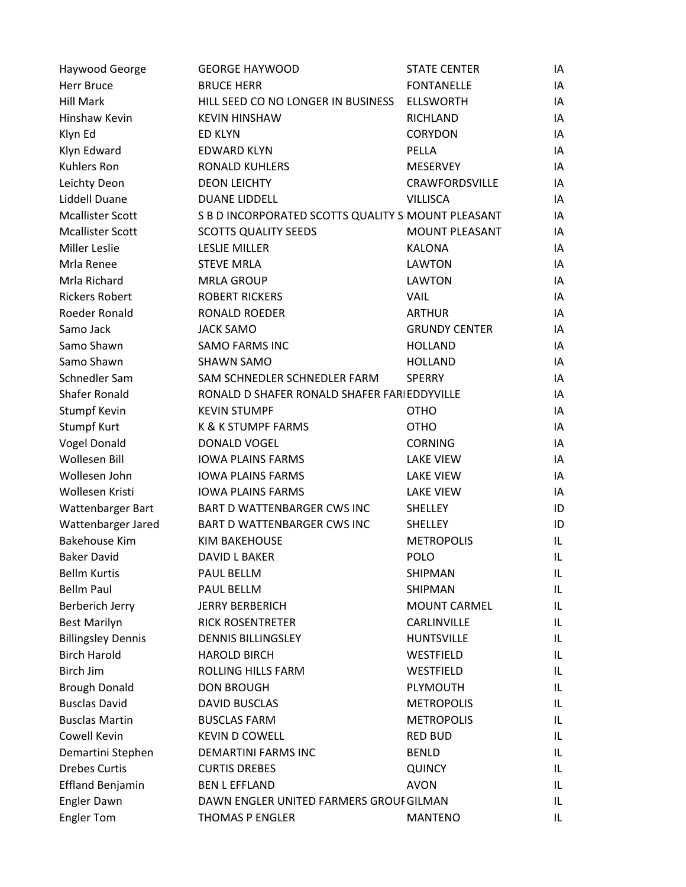| | | | |
|---|---|---|---|
| Haywood George | GEORGE HAYWOOD | STATE CENTER | IA |
| Herr Bruce | BRUCE HERR | FONTANELLE | IA |
| Hill Mark | HILL SEED CO NO LONGER IN BUSINESS | ELLSWORTH | IA |
| Hinshaw Kevin | KEVIN HINSHAW | RICHLAND | IA |
| Klyn Ed | ED KLYN | CORYDON | IA |
| Klyn Edward | EDWARD KLYN | PELLA | IA |
| Kuhlers Ron | RONALD KUHLERS | MESERVEY | IA |
| Leichty Deon | DEON LEICHTY | CRAWFORDSVILLE | IA |
| Liddell Duane | DUANE LIDDELL | VILLISCA | IA |
| Mcallister Scott | S B D INCORPORATED SCOTTS QUALITY S | MOUNT PLEASANT | IA |
| Mcallister Scott | SCOTTS QUALITY SEEDS | MOUNT PLEASANT | IA |
| Miller Leslie | LESLIE MILLER | KALONA | IA |
| Mrla Renee | STEVE MRLA | LAWTON | IA |
| Mrla Richard | MRLA GROUP | LAWTON | IA |
| Rickers Robert | ROBERT RICKERS | VAIL | IA |
| Roeder Ronald | RONALD ROEDER | ARTHUR | IA |
| Samo Jack | JACK SAMO | GRUNDY CENTER | IA |
| Samo Shawn | SAMO FARMS INC | HOLLAND | IA |
| Samo Shawn | SHAWN SAMO | HOLLAND | IA |
| Schnedler Sam | SAM SCHNEDLER SCHNEDLER FARM | SPERRY | IA |
| Shafer Ronald | RONALD D SHAFER RONALD SHAFER FARI | EDDYVILLE | IA |
| Stumpf Kevin | KEVIN STUMPF | OTHO | IA |
| Stumpf Kurt | K & K STUMPF FARMS | OTHO | IA |
| Vogel Donald | DONALD VOGEL | CORNING | IA |
| Wollesen Bill | IOWA PLAINS FARMS | LAKE VIEW | IA |
| Wollesen John | IOWA PLAINS FARMS | LAKE VIEW | IA |
| Wollesen Kristi | IOWA PLAINS FARMS | LAKE VIEW | IA |
| Wattenbarger Bart | BART D WATTENBARGER CWS INC | SHELLEY | ID |
| Wattenbarger Jared | BART D WATTENBARGER CWS INC | SHELLEY | ID |
| Bakehouse Kim | KIM BAKEHOUSE | METROPOLIS | IL |
| Baker David | DAVID L BAKER | POLO | IL |
| Bellm Kurtis | PAUL BELLM | SHIPMAN | IL |
| Bellm Paul | PAUL BELLM | SHIPMAN | IL |
| Berberich Jerry | JERRY BERBERICH | MOUNT CARMEL | IL |
| Best Marilyn | RICK ROSENTRETER | CARLINVILLE | IL |
| Billingsley Dennis | DENNIS BILLINGSLEY | HUNTSVILLE | IL |
| Birch Harold | HAROLD BIRCH | WESTFIELD | IL |
| Birch Jim | ROLLING HILLS FARM | WESTFIELD | IL |
| Brough Donald | DON BROUGH | PLYMOUTH | IL |
| Busclas David | DAVID BUSCLAS | METROPOLIS | IL |
| Busclas Martin | BUSCLAS FARM | METROPOLIS | IL |
| Cowell Kevin | KEVIN D COWELL | RED BUD | IL |
| Demartini Stephen | DEMARTINI FARMS INC | BENLD | IL |
| Drebes Curtis | CURTIS DREBES | QUINCY | IL |
| Effland Benjamin | BEN L EFFLAND | AVON | IL |
| Engler Dawn | DAWN ENGLER UNITED FARMERS GROUF | GILMAN | IL |
| Engler Tom | THOMAS P ENGLER | MANTENO | IL |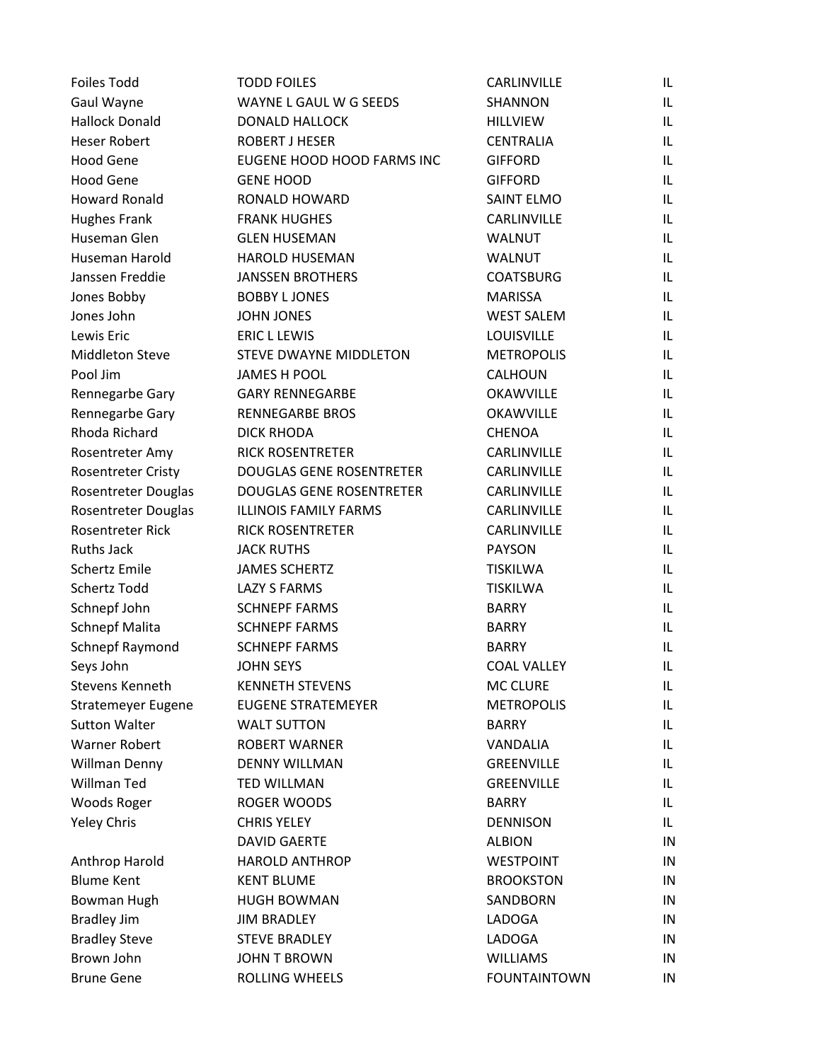| | | | |
|---|---|---|---|
| Foiles Todd | TODD FOILES | CARLINVILLE | IL |
| Gaul Wayne | WAYNE L GAUL W G SEEDS | SHANNON | IL |
| Hallock Donald | DONALD HALLOCK | HILLVIEW | IL |
| Heser Robert | ROBERT J HESER | CENTRALIA | IL |
| Hood Gene | EUGENE HOOD HOOD FARMS INC | GIFFORD | IL |
| Hood Gene | GENE HOOD | GIFFORD | IL |
| Howard Ronald | RONALD HOWARD | SAINT ELMO | IL |
| Hughes Frank | FRANK HUGHES | CARLINVILLE | IL |
| Huseman Glen | GLEN HUSEMAN | WALNUT | IL |
| Huseman Harold | HAROLD HUSEMAN | WALNUT | IL |
| Janssen Freddie | JANSSEN BROTHERS | COATSBURG | IL |
| Jones Bobby | BOBBY L JONES | MARISSA | IL |
| Jones John | JOHN JONES | WEST SALEM | IL |
| Lewis Eric | ERIC L LEWIS | LOUISVILLE | IL |
| Middleton Steve | STEVE DWAYNE MIDDLETON | METROPOLIS | IL |
| Pool Jim | JAMES H POOL | CALHOUN | IL |
| Rennegarbe Gary | GARY RENNEGARBE | OKAWVILLE | IL |
| Rennegarbe Gary | RENNEGARBE BROS | OKAWVILLE | IL |
| Rhoda Richard | DICK RHODA | CHENOA | IL |
| Rosentreter Amy | RICK ROSENTRETER | CARLINVILLE | IL |
| Rosentreter Cristy | DOUGLAS GENE ROSENTRETER | CARLINVILLE | IL |
| Rosentreter Douglas | DOUGLAS GENE ROSENTRETER | CARLINVILLE | IL |
| Rosentreter Douglas | ILLINOIS FAMILY FARMS | CARLINVILLE | IL |
| Rosentreter Rick | RICK ROSENTRETER | CARLINVILLE | IL |
| Ruths Jack | JACK RUTHS | PAYSON | IL |
| Schertz Emile | JAMES SCHERTZ | TISKILWA | IL |
| Schertz Todd | LAZY S FARMS | TISKILWA | IL |
| Schnepf John | SCHNEPF FARMS | BARRY | IL |
| Schnepf Malita | SCHNEPF FARMS | BARRY | IL |
| Schnepf Raymond | SCHNEPF FARMS | BARRY | IL |
| Seys John | JOHN SEYS | COAL VALLEY | IL |
| Stevens Kenneth | KENNETH STEVENS | MC CLURE | IL |
| Stratemeyer Eugene | EUGENE STRATEMEYER | METROPOLIS | IL |
| Sutton Walter | WALT SUTTON | BARRY | IL |
| Warner Robert | ROBERT WARNER | VANDALIA | IL |
| Willman Denny | DENNY WILLMAN | GREENVILLE | IL |
| Willman Ted | TED WILLMAN | GREENVILLE | IL |
| Woods Roger | ROGER WOODS | BARRY | IL |
| Yeley Chris | CHRIS YELEY | DENNISON | IL |
| | DAVID GAERTE | ALBION | IN |
| Anthrop Harold | HAROLD ANTHROP | WESTPOINT | IN |
| Blume Kent | KENT BLUME | BROOKSTON | IN |
| Bowman Hugh | HUGH BOWMAN | SANDBORN | IN |
| Bradley Jim | JIM BRADLEY | LADOGA | IN |
| Bradley Steve | STEVE BRADLEY | LADOGA | IN |
| Brown John | JOHN T BROWN | WILLIAMS | IN |
| Brune Gene | ROLLING WHEELS | FOUNTAINTOWN | IN |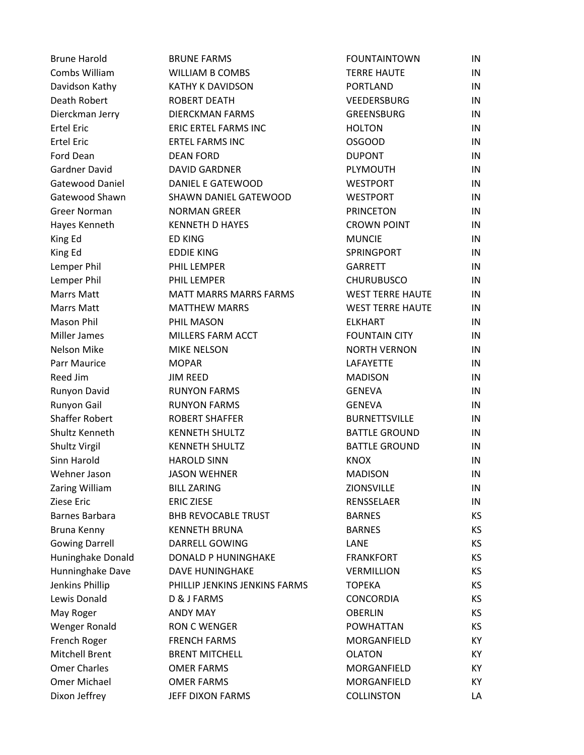| | | | |
|---|---|---|---|
| Brune Harold | BRUNE FARMS | FOUNTAINTOWN | IN |
| Combs William | WILLIAM B COMBS | TERRE HAUTE | IN |
| Davidson Kathy | KATHY K DAVIDSON | PORTLAND | IN |
| Death Robert | ROBERT DEATH | VEEDERSBURG | IN |
| Dierckman Jerry | DIERCKMAN FARMS | GREENSBURG | IN |
| Ertel Eric | ERIC ERTEL FARMS INC | HOLTON | IN |
| Ertel Eric | ERTEL FARMS INC | OSGOOD | IN |
| Ford Dean | DEAN FORD | DUPONT | IN |
| Gardner David | DAVID GARDNER | PLYMOUTH | IN |
| Gatewood Daniel | DANIEL E GATEWOOD | WESTPORT | IN |
| Gatewood Shawn | SHAWN DANIEL GATEWOOD | WESTPORT | IN |
| Greer Norman | NORMAN GREER | PRINCETON | IN |
| Hayes Kenneth | KENNETH D HAYES | CROWN POINT | IN |
| King Ed | ED KING | MUNCIE | IN |
| King Ed | EDDIE KING | SPRINGPORT | IN |
| Lemper Phil | PHIL LEMPER | GARRETT | IN |
| Lemper Phil | PHIL LEMPER | CHURUBUSCO | IN |
| Marrs Matt | MATT MARRS MARRS FARMS | WEST TERRE HAUTE | IN |
| Marrs Matt | MATTHEW MARRS | WEST TERRE HAUTE | IN |
| Mason Phil | PHIL MASON | ELKHART | IN |
| Miller James | MILLERS FARM ACCT | FOUNTAIN CITY | IN |
| Nelson Mike | MIKE NELSON | NORTH VERNON | IN |
| Parr Maurice | MOPAR | LAFAYETTE | IN |
| Reed Jim | JIM REED | MADISON | IN |
| Runyon David | RUNYON FARMS | GENEVA | IN |
| Runyon Gail | RUNYON FARMS | GENEVA | IN |
| Shaffer Robert | ROBERT SHAFFER | BURNETTSVILLE | IN |
| Shultz Kenneth | KENNETH SHULTZ | BATTLE GROUND | IN |
| Shultz Virgil | KENNETH SHULTZ | BATTLE GROUND | IN |
| Sinn Harold | HAROLD SINN | KNOX | IN |
| Wehner Jason | JASON WEHNER | MADISON | IN |
| Zaring William | BILL ZARING | ZIONSVILLE | IN |
| Ziese Eric | ERIC ZIESE | RENSSELAER | IN |
| Barnes Barbara | BHB REVOCABLE TRUST | BARNES | KS |
| Bruna Kenny | KENNETH BRUNA | BARNES | KS |
| Gowing Darrell | DARRELL GOWING | LANE | KS |
| Huninghake Donald | DONALD P HUNINGHAKE | FRANKFORT | KS |
| Hunninghake Dave | DAVE HUNINGHAKE | VERMILLION | KS |
| Jenkins Phillip | PHILLIP JENKINS JENKINS FARMS | TOPEKA | KS |
| Lewis Donald | D & J FARMS | CONCORDIA | KS |
| May Roger | ANDY MAY | OBERLIN | KS |
| Wenger Ronald | RON C WENGER | POWHATTAN | KS |
| French Roger | FRENCH FARMS | MORGANFIELD | KY |
| Mitchell Brent | BRENT MITCHELL | OLATON | KY |
| Omer Charles | OMER FARMS | MORGANFIELD | KY |
| Omer Michael | OMER FARMS | MORGANFIELD | KY |
| Dixon Jeffrey | JEFF DIXON FARMS | COLLINSTON | LA |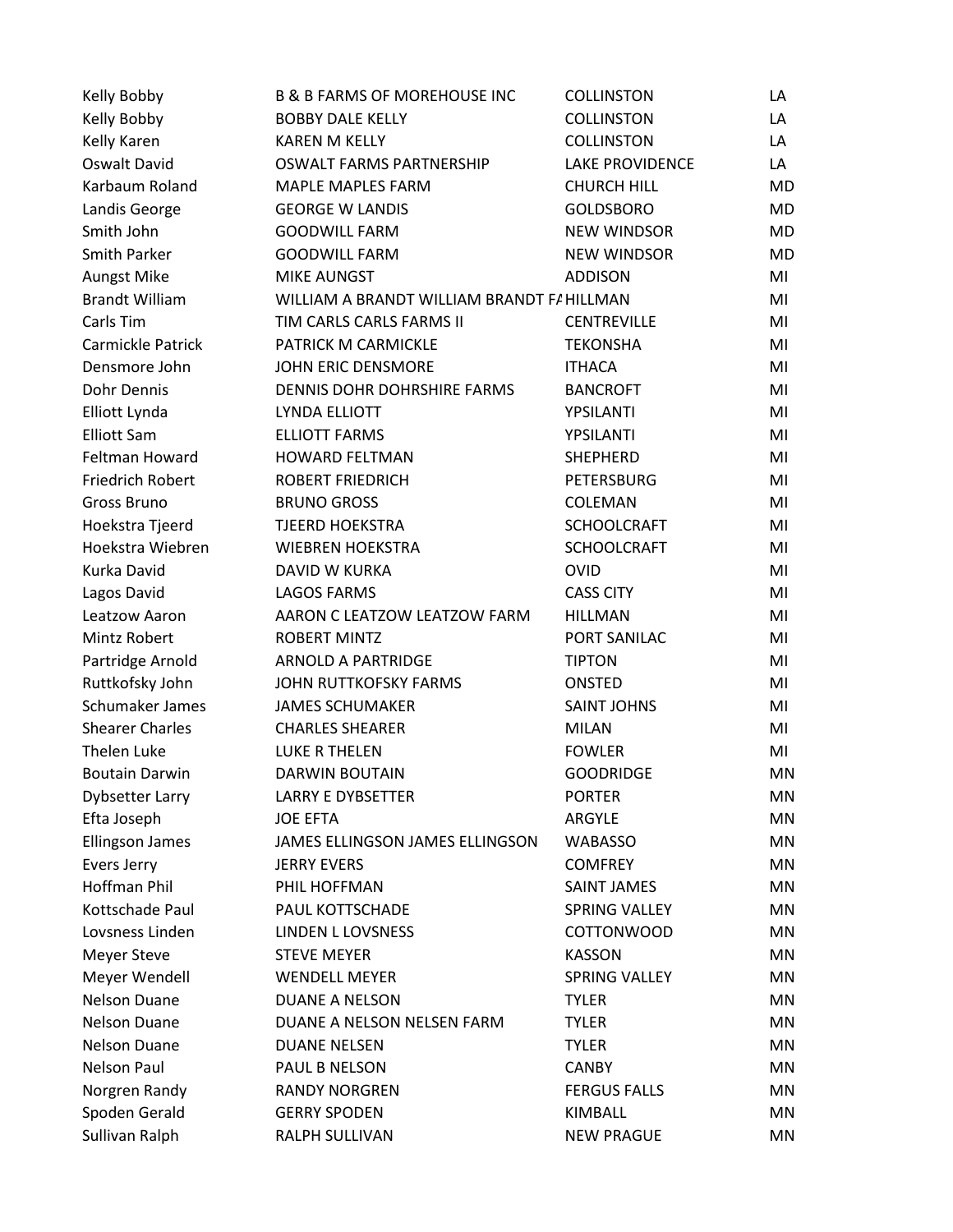| | | | |
|---|---|---|---|
| Kelly Bobby | B & B FARMS OF MOREHOUSE INC | COLLINSTON | LA |
| Kelly Bobby | BOBBY DALE KELLY | COLLINSTON | LA |
| Kelly Karen | KAREN M KELLY | COLLINSTON | LA |
| Oswalt David | OSWALT FARMS PARTNERSHIP | LAKE PROVIDENCE | LA |
| Karbaum Roland | MAPLE MAPLES FARM | CHURCH HILL | MD |
| Landis George | GEORGE W LANDIS | GOLDSBORO | MD |
| Smith John | GOODWILL FARM | NEW WINDSOR | MD |
| Smith Parker | GOODWILL FARM | NEW WINDSOR | MD |
| Aungst Mike | MIKE AUNGST | ADDISON | MI |
| Brandt William | WILLIAM A BRANDT WILLIAM BRANDT FA | HILLMAN | MI |
| Carls Tim | TIM CARLS CARLS FARMS II | CENTREVILLE | MI |
| Carmickle Patrick | PATRICK M CARMICKLE | TEKONSHA | MI |
| Densmore John | JOHN ERIC DENSMORE | ITHACA | MI |
| Dohr Dennis | DENNIS DOHR DOHRSHIRE FARMS | BANCROFT | MI |
| Elliott Lynda | LYNDA ELLIOTT | YPSILANTI | MI |
| Elliott Sam | ELLIOTT FARMS | YPSILANTI | MI |
| Feltman Howard | HOWARD FELTMAN | SHEPHERD | MI |
| Friedrich Robert | ROBERT FRIEDRICH | PETERSBURG | MI |
| Gross Bruno | BRUNO GROSS | COLEMAN | MI |
| Hoekstra Tjeerd | TJEERD HOEKSTRA | SCHOOLCRAFT | MI |
| Hoekstra Wiebren | WIEBREN HOEKSTRA | SCHOOLCRAFT | MI |
| Kurka David | DAVID W KURKA | OVID | MI |
| Lagos David | LAGOS FARMS | CASS CITY | MI |
| Leatzow Aaron | AARON C LEATZOW LEATZOW FARM | HILLMAN | MI |
| Mintz Robert | ROBERT MINTZ | PORT SANILAC | MI |
| Partridge Arnold | ARNOLD A PARTRIDGE | TIPTON | MI |
| Ruttkofsky John | JOHN RUTTKOFSKY FARMS | ONSTED | MI |
| Schumaker James | JAMES SCHUMAKER | SAINT JOHNS | MI |
| Shearer Charles | CHARLES SHEARER | MILAN | MI |
| Thelen Luke | LUKE R THELEN | FOWLER | MI |
| Boutain Darwin | DARWIN BOUTAIN | GOODRIDGE | MN |
| Dybsetter Larry | LARRY E DYBSETTER | PORTER | MN |
| Efta Joseph | JOE EFTA | ARGYLE | MN |
| Ellingson James | JAMES ELLINGSON JAMES ELLINGSON | WABASSO | MN |
| Evers Jerry | JERRY EVERS | COMFREY | MN |
| Hoffman Phil | PHIL HOFFMAN | SAINT JAMES | MN |
| Kottschade Paul | PAUL KOTTSCHADE | SPRING VALLEY | MN |
| Lovsness Linden | LINDEN L LOVSNESS | COTTONWOOD | MN |
| Meyer Steve | STEVE MEYER | KASSON | MN |
| Meyer Wendell | WENDELL MEYER | SPRING VALLEY | MN |
| Nelson Duane | DUANE A NELSON | TYLER | MN |
| Nelson Duane | DUANE A NELSON NELSEN FARM | TYLER | MN |
| Nelson Duane | DUANE NELSEN | TYLER | MN |
| Nelson Paul | PAUL B NELSON | CANBY | MN |
| Norgren Randy | RANDY NORGREN | FERGUS FALLS | MN |
| Spoden Gerald | GERRY SPODEN | KIMBALL | MN |
| Sullivan Ralph | RALPH SULLIVAN | NEW PRAGUE | MN |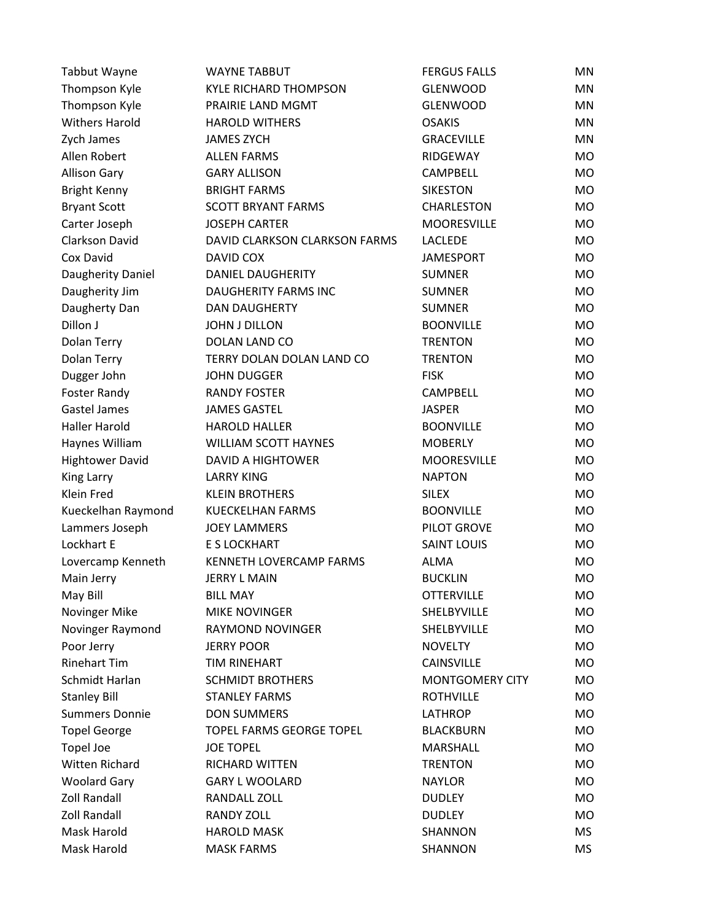| | | | |
|---|---|---|---|
| Tabbut Wayne | WAYNE TABBUT | FERGUS FALLS | MN |
| Thompson Kyle | KYLE RICHARD THOMPSON | GLENWOOD | MN |
| Thompson Kyle | PRAIRIE LAND MGMT | GLENWOOD | MN |
| Withers Harold | HAROLD WITHERS | OSAKIS | MN |
| Zych James | JAMES ZYCH | GRACEVILLE | MN |
| Allen Robert | ALLEN FARMS | RIDGEWAY | MO |
| Allison Gary | GARY ALLISON | CAMPBELL | MO |
| Bright Kenny | BRIGHT FARMS | SIKESTON | MO |
| Bryant Scott | SCOTT BRYANT FARMS | CHARLESTON | MO |
| Carter Joseph | JOSEPH CARTER | MOORESVILLE | MO |
| Clarkson David | DAVID CLARKSON CLARKSON FARMS | LACLEDE | MO |
| Cox David | DAVID COX | JAMESPORT | MO |
| Daugherity Daniel | DANIEL DAUGHERITY | SUMNER | MO |
| Daugherity Jim | DAUGHERITY FARMS INC | SUMNER | MO |
| Daugherty Dan | DAN DAUGHERTY | SUMNER | MO |
| Dillon J | JOHN J DILLON | BOONVILLE | MO |
| Dolan Terry | DOLAN LAND CO | TRENTON | MO |
| Dolan Terry | TERRY DOLAN DOLAN LAND CO | TRENTON | MO |
| Dugger John | JOHN DUGGER | FISK | MO |
| Foster Randy | RANDY FOSTER | CAMPBELL | MO |
| Gastel James | JAMES GASTEL | JASPER | MO |
| Haller Harold | HAROLD HALLER | BOONVILLE | MO |
| Haynes William | WILLIAM SCOTT HAYNES | MOBERLY | MO |
| Hightower David | DAVID A HIGHTOWER | MOORESVILLE | MO |
| King Larry | LARRY KING | NAPTON | MO |
| Klein Fred | KLEIN BROTHERS | SILEX | MO |
| Kueckelhan Raymond | KUECKELHAN FARMS | BOONVILLE | MO |
| Lammers Joseph | JOEY LAMMERS | PILOT GROVE | MO |
| Lockhart E | E S LOCKHART | SAINT LOUIS | MO |
| Lovercamp Kenneth | KENNETH LOVERCAMP FARMS | ALMA | MO |
| Main Jerry | JERRY L MAIN | BUCKLIN | MO |
| May Bill | BILL MAY | OTTERVILLE | MO |
| Novinger Mike | MIKE NOVINGER | SHELBYVILLE | MO |
| Novinger Raymond | RAYMOND NOVINGER | SHELBYVILLE | MO |
| Poor Jerry | JERRY POOR | NOVELTY | MO |
| Rinehart Tim | TIM RINEHART | CAINSVILLE | MO |
| Schmidt Harlan | SCHMIDT BROTHERS | MONTGOMERY CITY | MO |
| Stanley Bill | STANLEY FARMS | ROTHVILLE | MO |
| Summers Donnie | DON SUMMERS | LATHROP | MO |
| Topel George | TOPEL FARMS GEORGE TOPEL | BLACKBURN | MO |
| Topel Joe | JOE TOPEL | MARSHALL | MO |
| Witten Richard | RICHARD WITTEN | TRENTON | MO |
| Woolard Gary | GARY L WOOLARD | NAYLOR | MO |
| Zoll Randall | RANDALL ZOLL | DUDLEY | MO |
| Zoll Randall | RANDY ZOLL | DUDLEY | MO |
| Mask Harold | HAROLD MASK | SHANNON | MS |
| Mask Harold | MASK FARMS | SHANNON | MS |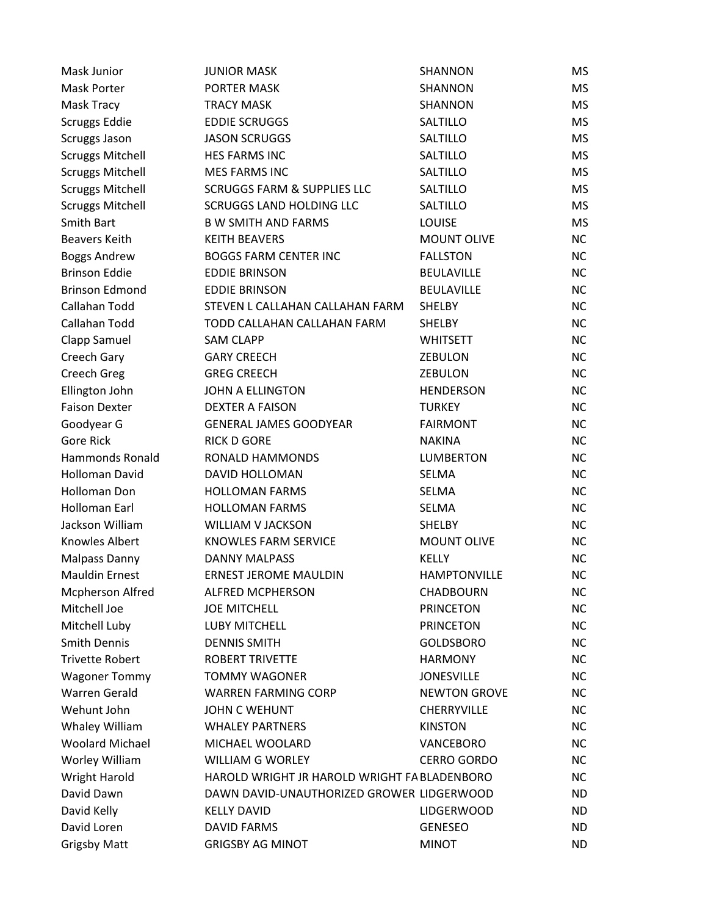| | | | |
|---|---|---|---|
| Mask Junior | JUNIOR MASK | SHANNON | MS |
| Mask Porter | PORTER MASK | SHANNON | MS |
| Mask Tracy | TRACY MASK | SHANNON | MS |
| Scruggs Eddie | EDDIE SCRUGGS | SALTILLO | MS |
| Scruggs Jason | JASON SCRUGGS | SALTILLO | MS |
| Scruggs Mitchell | HES FARMS INC | SALTILLO | MS |
| Scruggs Mitchell | MES FARMS INC | SALTILLO | MS |
| Scruggs Mitchell | SCRUGGS FARM & SUPPLIES LLC | SALTILLO | MS |
| Scruggs Mitchell | SCRUGGS LAND HOLDING LLC | SALTILLO | MS |
| Smith Bart | B W SMITH AND FARMS | LOUISE | MS |
| Beavers Keith | KEITH BEAVERS | MOUNT OLIVE | NC |
| Boggs Andrew | BOGGS FARM CENTER INC | FALLSTON | NC |
| Brinson Eddie | EDDIE BRINSON | BEULAVILLE | NC |
| Brinson Edmond | EDDIE BRINSON | BEULAVILLE | NC |
| Callahan Todd | STEVEN L CALLAHAN CALLAHAN FARM | SHELBY | NC |
| Callahan Todd | TODD CALLAHAN CALLAHAN FARM | SHELBY | NC |
| Clapp Samuel | SAM CLAPP | WHITSETT | NC |
| Creech Gary | GARY CREECH | ZEBULON | NC |
| Creech Greg | GREG CREECH | ZEBULON | NC |
| Ellington John | JOHN A ELLINGTON | HENDERSON | NC |
| Faison Dexter | DEXTER A FAISON | TURKEY | NC |
| Goodyear G | GENERAL JAMES GOODYEAR | FAIRMONT | NC |
| Gore Rick | RICK D GORE | NAKINA | NC |
| Hammonds Ronald | RONALD HAMMONDS | LUMBERTON | NC |
| Holloman David | DAVID HOLLOMAN | SELMA | NC |
| Holloman Don | HOLLOMAN FARMS | SELMA | NC |
| Holloman Earl | HOLLOMAN FARMS | SELMA | NC |
| Jackson William | WILLIAM V JACKSON | SHELBY | NC |
| Knowles Albert | KNOWLES FARM SERVICE | MOUNT OLIVE | NC |
| Malpass Danny | DANNY MALPASS | KELLY | NC |
| Mauldin Ernest | ERNEST JEROME MAULDIN | HAMPTONVILLE | NC |
| Mcpherson Alfred | ALFRED MCPHERSON | CHADBOURN | NC |
| Mitchell Joe | JOE MITCHELL | PRINCETON | NC |
| Mitchell Luby | LUBY MITCHELL | PRINCETON | NC |
| Smith Dennis | DENNIS SMITH | GOLDSBORO | NC |
| Trivette Robert | ROBERT TRIVETTE | HARMONY | NC |
| Wagoner Tommy | TOMMY WAGONER | JONESVILLE | NC |
| Warren Gerald | WARREN FARMING CORP | NEWTON GROVE | NC |
| Wehunt John | JOHN C WEHUNT | CHERRYVILLE | NC |
| Whaley William | WHALEY PARTNERS | KINSTON | NC |
| Woolard Michael | MICHAEL WOOLARD | VANCEBORO | NC |
| Worley William | WILLIAM G WORLEY | CERRO GORDO | NC |
| Wright Harold | HAROLD WRIGHT JR HAROLD WRIGHT FA | BLADENBORO | NC |
| David Dawn | DAWN DAVID-UNAUTHORIZED GROWER | LIDGERWOOD | ND |
| David Kelly | KELLY DAVID | LIDGERWOOD | ND |
| David Loren | DAVID FARMS | GENESEO | ND |
| Grigsby Matt | GRIGSBY AG MINOT | MINOT | ND |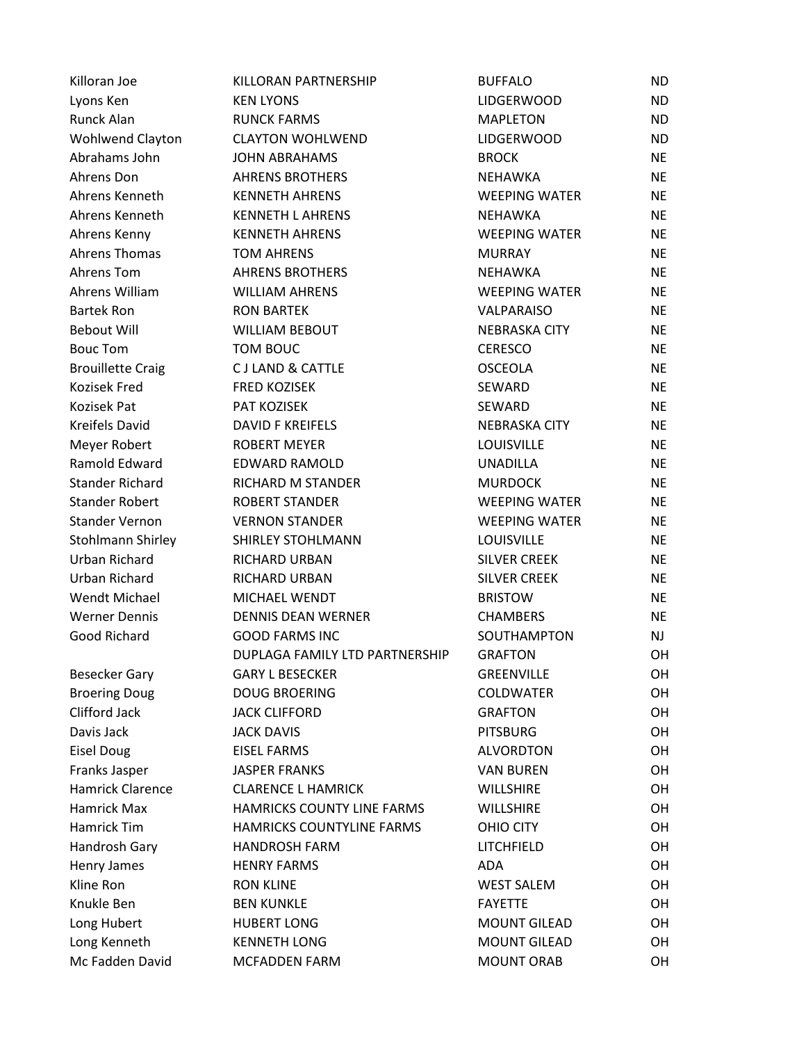| | | | |
|---|---|---|---|
| Killoran Joe | KILLORAN PARTNERSHIP | BUFFALO | ND |
| Lyons Ken | KEN LYONS | LIDGERWOOD | ND |
| Runck Alan | RUNCK FARMS | MAPLETON | ND |
| Wohlwend Clayton | CLAYTON WOHLWEND | LIDGERWOOD | ND |
| Abrahams John | JOHN ABRAHAMS | BROCK | NE |
| Ahrens Don | AHRENS BROTHERS | NEHAWKA | NE |
| Ahrens Kenneth | KENNETH AHRENS | WEEPING WATER | NE |
| Ahrens Kenneth | KENNETH L AHRENS | NEHAWKA | NE |
| Ahrens Kenny | KENNETH AHRENS | WEEPING WATER | NE |
| Ahrens Thomas | TOM AHRENS | MURRAY | NE |
| Ahrens Tom | AHRENS BROTHERS | NEHAWKA | NE |
| Ahrens William | WILLIAM AHRENS | WEEPING WATER | NE |
| Bartek Ron | RON BARTEK | VALPARAISO | NE |
| Bebout Will | WILLIAM BEBOUT | NEBRASKA CITY | NE |
| Bouc Tom | TOM BOUC | CERESCO | NE |
| Brouillette Craig | C J LAND & CATTLE | OSCEOLA | NE |
| Kozisek Fred | FRED KOZISEK | SEWARD | NE |
| Kozisek Pat | PAT KOZISEK | SEWARD | NE |
| Kreifels David | DAVID F KREIFELS | NEBRASKA CITY | NE |
| Meyer Robert | ROBERT MEYER | LOUISVILLE | NE |
| Ramold Edward | EDWARD RAMOLD | UNADILLA | NE |
| Stander Richard | RICHARD M STANDER | MURDOCK | NE |
| Stander Robert | ROBERT STANDER | WEEPING WATER | NE |
| Stander Vernon | VERNON STANDER | WEEPING WATER | NE |
| Stohlmann Shirley | SHIRLEY STOHLMANN | LOUISVILLE | NE |
| Urban Richard | RICHARD URBAN | SILVER CREEK | NE |
| Urban Richard | RICHARD URBAN | SILVER CREEK | NE |
| Wendt Michael | MICHAEL WENDT | BRISTOW | NE |
| Werner Dennis | DENNIS DEAN WERNER | CHAMBERS | NE |
| Good Richard | GOOD FARMS INC | SOUTHAMPTON | NJ |
| | DUPLAGA FAMILY LTD PARTNERSHIP | GRAFTON | OH |
| Besecker Gary | GARY L BESECKER | GREENVILLE | OH |
| Broering Doug | DOUG BROERING | COLDWATER | OH |
| Clifford Jack | JACK CLIFFORD | GRAFTON | OH |
| Davis Jack | JACK DAVIS | PITSBURG | OH |
| Eisel Doug | EISEL FARMS | ALVORDTON | OH |
| Franks Jasper | JASPER FRANKS | VAN BUREN | OH |
| Hamrick Clarence | CLARENCE L HAMRICK | WILLSHIRE | OH |
| Hamrick Max | HAMRICKS COUNTY LINE FARMS | WILLSHIRE | OH |
| Hamrick Tim | HAMRICKS COUNTYLINE FARMS | OHIO CITY | OH |
| Handrosh Gary | HANDROSH FARM | LITCHFIELD | OH |
| Henry James | HENRY FARMS | ADA | OH |
| Kline Ron | RON KLINE | WEST SALEM | OH |
| Knukle Ben | BEN KUNKLE | FAYETTE | OH |
| Long Hubert | HUBERT LONG | MOUNT GILEAD | OH |
| Long Kenneth | KENNETH LONG | MOUNT GILEAD | OH |
| Mc Fadden David | MCFADDEN FARM | MOUNT ORAB | OH |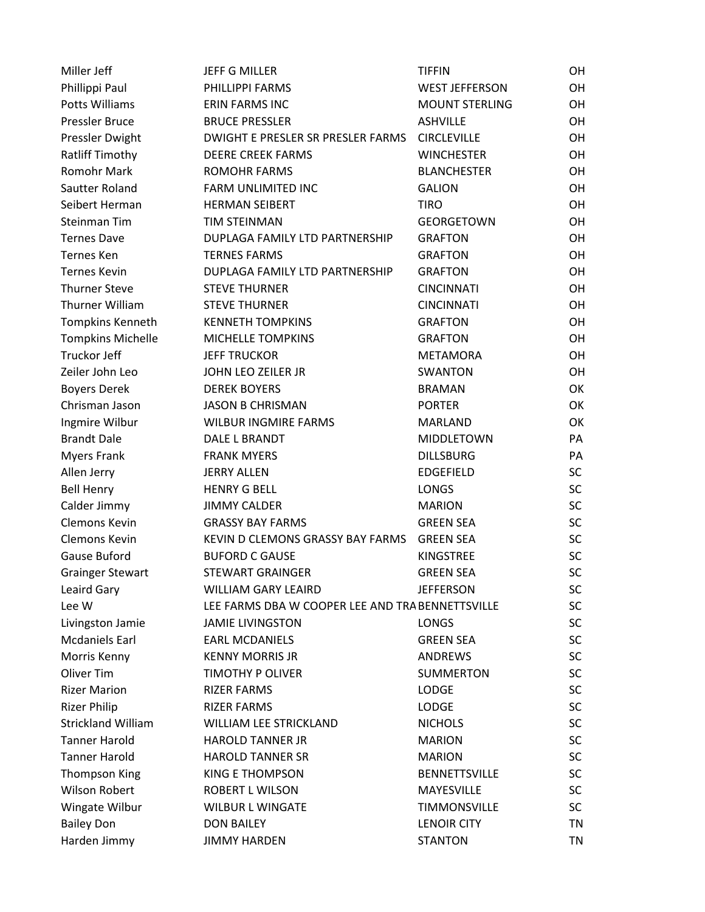| | | | |
|---|---|---|---|
| Miller Jeff | JEFF G MILLER | TIFFIN | OH |
| Phillippi Paul | PHILLIPPI FARMS | WEST JEFFERSON | OH |
| Potts Williams | ERIN FARMS INC | MOUNT STERLING | OH |
| Pressler Bruce | BRUCE PRESSLER | ASHVILLE | OH |
| Pressler Dwight | DWIGHT E PRESLER SR PRESLER FARMS | CIRCLEVILLE | OH |
| Ratliff Timothy | DEERE CREEK FARMS | WINCHESTER | OH |
| Romohr Mark | ROMOHR FARMS | BLANCHESTER | OH |
| Sautter Roland | FARM UNLIMITED INC | GALION | OH |
| Seibert Herman | HERMAN SEIBERT | TIRO | OH |
| Steinman Tim | TIM STEINMAN | GEORGETOWN | OH |
| Ternes Dave | DUPLAGA FAMILY LTD PARTNERSHIP | GRAFTON | OH |
| Ternes Ken | TERNES FARMS | GRAFTON | OH |
| Ternes Kevin | DUPLAGA FAMILY LTD PARTNERSHIP | GRAFTON | OH |
| Thurner Steve | STEVE THURNER | CINCINNATI | OH |
| Thurner William | STEVE THURNER | CINCINNATI | OH |
| Tompkins Kenneth | KENNETH TOMPKINS | GRAFTON | OH |
| Tompkins Michelle | MICHELLE TOMPKINS | GRAFTON | OH |
| Truckor Jeff | JEFF TRUCKOR | METAMORA | OH |
| Zeiler John Leo | JOHN LEO ZEILER JR | SWANTON | OH |
| Boyers Derek | DEREK BOYERS | BRAMAN | OK |
| Chrisman Jason | JASON B CHRISMAN | PORTER | OK |
| Ingmire Wilbur | WILBUR INGMIRE FARMS | MARLAND | OK |
| Brandt Dale | DALE L BRANDT | MIDDLETOWN | PA |
| Myers Frank | FRANK MYERS | DILLSBURG | PA |
| Allen Jerry | JERRY ALLEN | EDGEFIELD | SC |
| Bell Henry | HENRY G BELL | LONGS | SC |
| Calder Jimmy | JIMMY CALDER | MARION | SC |
| Clemons Kevin | GRASSY BAY FARMS | GREEN SEA | SC |
| Clemons Kevin | KEVIN D CLEMONS GRASSY BAY FARMS | GREEN SEA | SC |
| Gause Buford | BUFORD C GAUSE | KINGSTREE | SC |
| Grainger Stewart | STEWART GRAINGER | GREEN SEA | SC |
| Leaird Gary | WILLIAM GARY LEAIRD | JEFFERSON | SC |
| Lee W | LEE FARMS DBA W COOPER LEE AND TRA | BENNETTSVILLE | SC |
| Livingston Jamie | JAMIE LIVINGSTON | LONGS | SC |
| Mcdaniels Earl | EARL MCDANIELS | GREEN SEA | SC |
| Morris Kenny | KENNY MORRIS JR | ANDREWS | SC |
| Oliver Tim | TIMOTHY P OLIVER | SUMMERTON | SC |
| Rizer Marion | RIZER FARMS | LODGE | SC |
| Rizer Philip | RIZER FARMS | LODGE | SC |
| Strickland William | WILLIAM LEE STRICKLAND | NICHOLS | SC |
| Tanner Harold | HAROLD TANNER JR | MARION | SC |
| Tanner Harold | HAROLD TANNER SR | MARION | SC |
| Thompson King | KING E THOMPSON | BENNETTSVILLE | SC |
| Wilson Robert | ROBERT L WILSON | MAYESVILLE | SC |
| Wingate Wilbur | WILBUR L WINGATE | TIMMONSVILLE | SC |
| Bailey Don | DON BAILEY | LENOIR CITY | TN |
| Harden Jimmy | JIMMY HARDEN | STANTON | TN |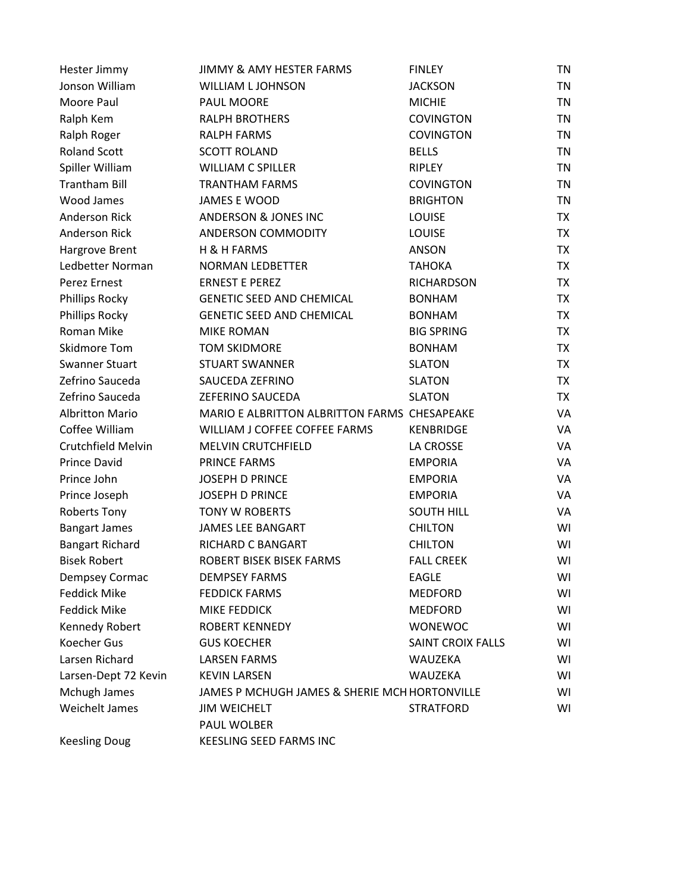| | | | |
|---|---|---|---|
| Hester Jimmy | JIMMY & AMY HESTER FARMS | FINLEY | TN |
| Jonson William | WILLIAM L JOHNSON | JACKSON | TN |
| Moore Paul | PAUL MOORE | MICHIE | TN |
| Ralph Kem | RALPH BROTHERS | COVINGTON | TN |
| Ralph Roger | RALPH FARMS | COVINGTON | TN |
| Roland Scott | SCOTT ROLAND | BELLS | TN |
| Spiller William | WILLIAM C SPILLER | RIPLEY | TN |
| Trantham Bill | TRANTHAM FARMS | COVINGTON | TN |
| Wood James | JAMES E WOOD | BRIGHTON | TN |
| Anderson Rick | ANDERSON & JONES INC | LOUISE | TX |
| Anderson Rick | ANDERSON COMMODITY | LOUISE | TX |
| Hargrove Brent | H & H FARMS | ANSON | TX |
| Ledbetter Norman | NORMAN LEDBETTER | TAHOKA | TX |
| Perez Ernest | ERNEST E PEREZ | RICHARDSON | TX |
| Phillips Rocky | GENETIC SEED AND CHEMICAL | BONHAM | TX |
| Phillips Rocky | GENETIC SEED AND CHEMICAL | BONHAM | TX |
| Roman Mike | MIKE ROMAN | BIG SPRING | TX |
| Skidmore Tom | TOM SKIDMORE | BONHAM | TX |
| Swanner Stuart | STUART SWANNER | SLATON | TX |
| Zefrino Sauceda | SAUCEDA ZEFRINO | SLATON | TX |
| Zefrino Sauceda | ZEFERINO SAUCEDA | SLATON | TX |
| Albritton Mario | MARIO E ALBRITTON ALBRITTON FARMS | CHESAPEAKE | VA |
| Coffee William | WILLIAM J COFFEE COFFEE FARMS | KENBRIDGE | VA |
| Crutchfield Melvin | MELVIN CRUTCHFIELD | LA CROSSE | VA |
| Prince David | PRINCE FARMS | EMPORIA | VA |
| Prince John | JOSEPH D PRINCE | EMPORIA | VA |
| Prince Joseph | JOSEPH D PRINCE | EMPORIA | VA |
| Roberts Tony | TONY W ROBERTS | SOUTH HILL | VA |
| Bangart James | JAMES LEE BANGART | CHILTON | WI |
| Bangart Richard | RICHARD C BANGART | CHILTON | WI |
| Bisek Robert | ROBERT BISEK BISEK FARMS | FALL CREEK | WI |
| Dempsey Cormac | DEMPSEY FARMS | EAGLE | WI |
| Feddick Mike | FEDDICK FARMS | MEDFORD | WI |
| Feddick Mike | MIKE FEDDICK | MEDFORD | WI |
| Kennedy Robert | ROBERT KENNEDY | WONEWOC | WI |
| Koecher Gus | GUS KOECHER | SAINT CROIX FALLS | WI |
| Larsen Richard | LARSEN FARMS | WAUZEKA | WI |
| Larsen-Dept 72 Kevin | KEVIN LARSEN | WAUZEKA | WI |
| Mchugh James | JAMES P MCHUGH JAMES & SHERIE MCH | HORTONVILLE | WI |
| Weichelt James | JIM WEICHELT | STRATFORD | WI |
| | PAUL WOLBER | | |
| Keesling Doug | KEESLING SEED FARMS INC | | |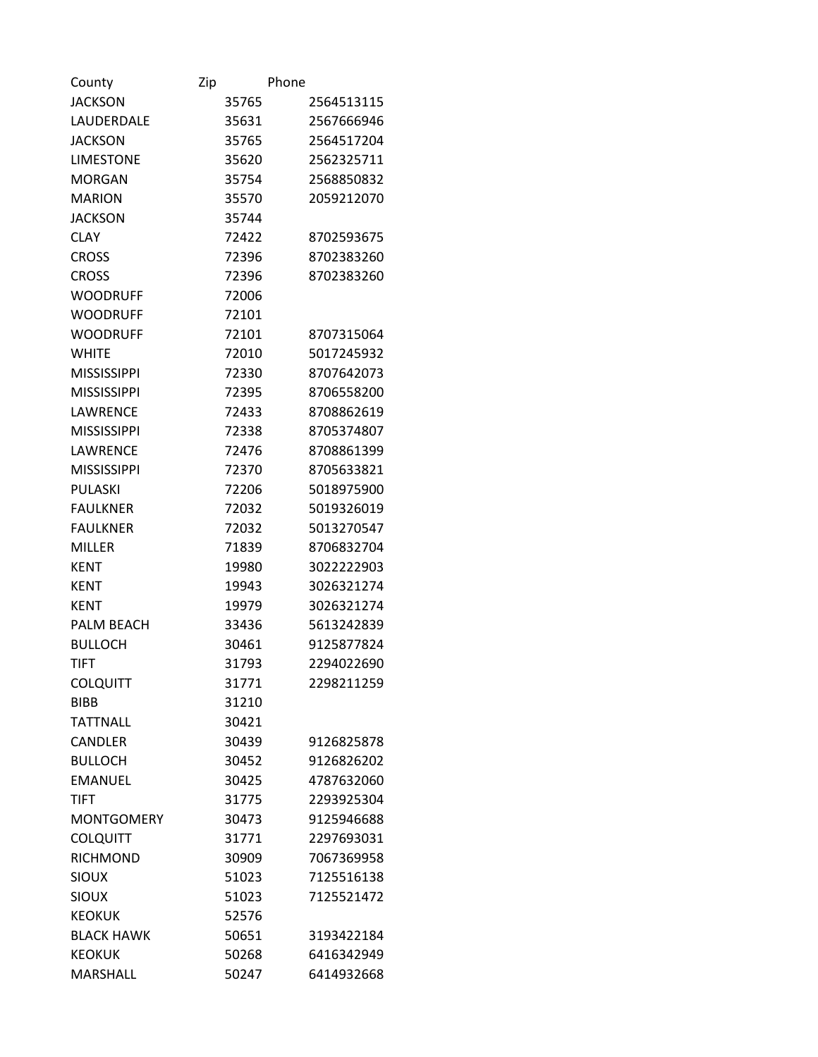| County | Zip | Phone |
|---|---|---|
| JACKSON | 35765 | 2564513115 |
| LAUDERDALE | 35631 | 2567666946 |
| JACKSON | 35765 | 2564517204 |
| LIMESTONE | 35620 | 2562325711 |
| MORGAN | 35754 | 2568850832 |
| MARION | 35570 | 2059212070 |
| JACKSON | 35744 | |
| CLAY | 72422 | 8702593675 |
| CROSS | 72396 | 8702383260 |
| CROSS | 72396 | 8702383260 |
| WOODRUFF | 72006 | |
| WOODRUFF | 72101 | |
| WOODRUFF | 72101 | 8707315064 |
| WHITE | 72010 | 5017245932 |
| MISSISSIPPI | 72330 | 8707642073 |
| MISSISSIPPI | 72395 | 8706558200 |
| LAWRENCE | 72433 | 8708862619 |
| MISSISSIPPI | 72338 | 8705374807 |
| LAWRENCE | 72476 | 8708861399 |
| MISSISSIPPI | 72370 | 8705633821 |
| PULASKI | 72206 | 5018975900 |
| FAULKNER | 72032 | 5019326019 |
| FAULKNER | 72032 | 5013270547 |
| MILLER | 71839 | 8706832704 |
| KENT | 19980 | 3022222903 |
| KENT | 19943 | 3026321274 |
| KENT | 19979 | 3026321274 |
| PALM BEACH | 33436 | 5613242839 |
| BULLOCH | 30461 | 9125877824 |
| TIFT | 31793 | 2294022690 |
| COLQUITT | 31771 | 2298211259 |
| BIBB | 31210 | |
| TATTNALL | 30421 | |
| CANDLER | 30439 | 9126825878 |
| BULLOCH | 30452 | 9126826202 |
| EMANUEL | 30425 | 4787632060 |
| TIFT | 31775 | 2293925304 |
| MONTGOMERY | 30473 | 9125946688 |
| COLQUITT | 31771 | 2297693031 |
| RICHMOND | 30909 | 7067369958 |
| SIOUX | 51023 | 7125516138 |
| SIOUX | 51023 | 7125521472 |
| KEOKUK | 52576 | |
| BLACK HAWK | 50651 | 3193422184 |
| KEOKUK | 50268 | 6416342949 |
| MARSHALL | 50247 | 6414932668 |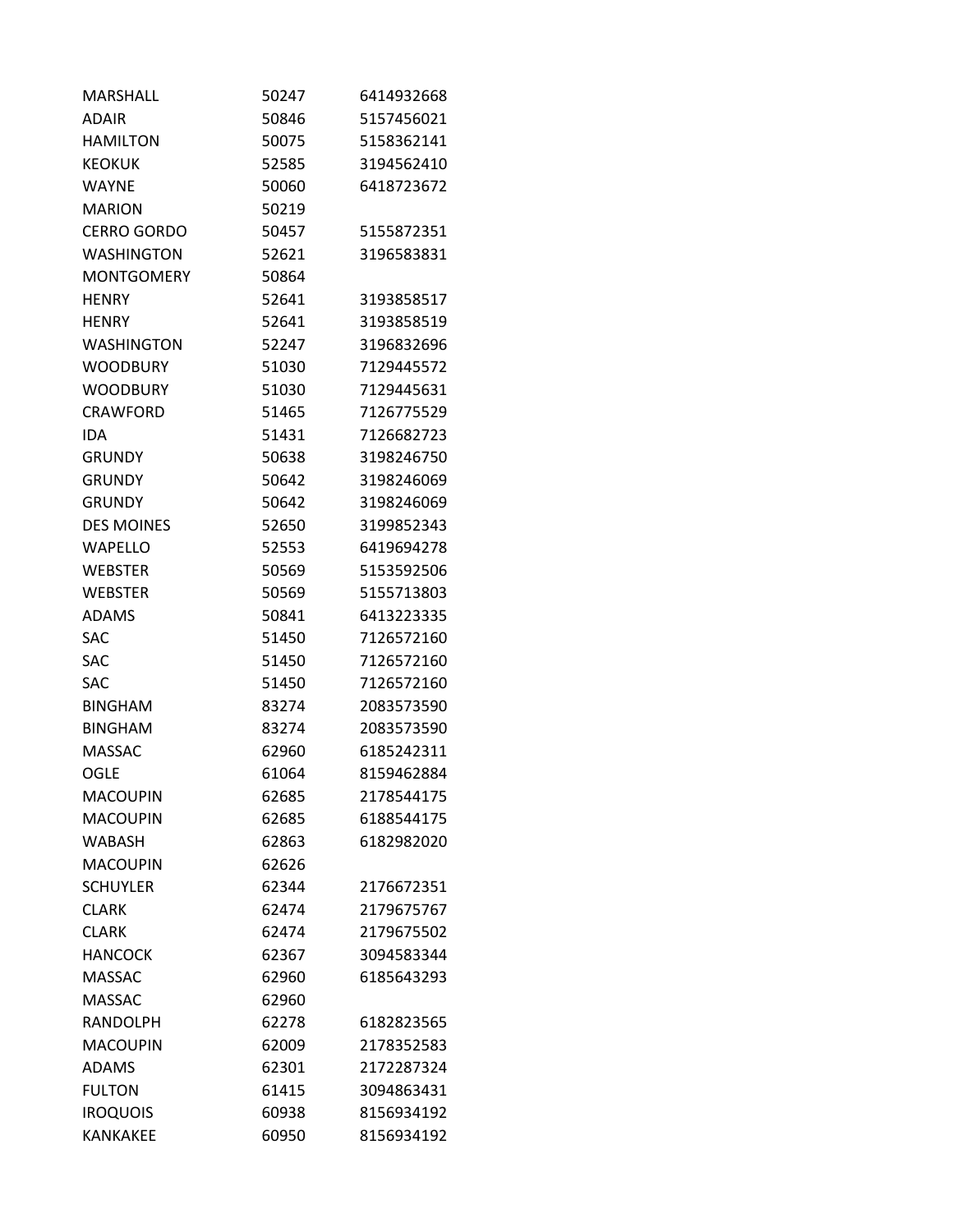| | | |
|---|---|---|
| MARSHALL | 50247 | 6414932668 |
| ADAIR | 50846 | 5157456021 |
| HAMILTON | 50075 | 5158362141 |
| KEOKUK | 52585 | 3194562410 |
| WAYNE | 50060 | 6418723672 |
| MARION | 50219 | |
| CERRO GORDO | 50457 | 5155872351 |
| WASHINGTON | 52621 | 3196583831 |
| MONTGOMERY | 50864 | |
| HENRY | 52641 | 3193858517 |
| HENRY | 52641 | 3193858519 |
| WASHINGTON | 52247 | 3196832696 |
| WOODBURY | 51030 | 7129445572 |
| WOODBURY | 51030 | 7129445631 |
| CRAWFORD | 51465 | 7126775529 |
| IDA | 51431 | 7126682723 |
| GRUNDY | 50638 | 3198246750 |
| GRUNDY | 50642 | 3198246069 |
| GRUNDY | 50642 | 3198246069 |
| DES MOINES | 52650 | 3199852343 |
| WAPELLO | 52553 | 6419694278 |
| WEBSTER | 50569 | 5153592506 |
| WEBSTER | 50569 | 5155713803 |
| ADAMS | 50841 | 6413223335 |
| SAC | 51450 | 7126572160 |
| SAC | 51450 | 7126572160 |
| SAC | 51450 | 7126572160 |
| BINGHAM | 83274 | 2083573590 |
| BINGHAM | 83274 | 2083573590 |
| MASSAC | 62960 | 6185242311 |
| OGLE | 61064 | 8159462884 |
| MACOUPIN | 62685 | 2178544175 |
| MACOUPIN | 62685 | 6188544175 |
| WABASH | 62863 | 6182982020 |
| MACOUPIN | 62626 | |
| SCHUYLER | 62344 | 2176672351 |
| CLARK | 62474 | 2179675767 |
| CLARK | 62474 | 2179675502 |
| HANCOCK | 62367 | 3094583344 |
| MASSAC | 62960 | 6185643293 |
| MASSAC | 62960 | |
| RANDOLPH | 62278 | 6182823565 |
| MACOUPIN | 62009 | 2178352583 |
| ADAMS | 62301 | 2172287324 |
| FULTON | 61415 | 3094863431 |
| IROQUOIS | 60938 | 8156934192 |
| KANKAKEE | 60950 | 8156934192 |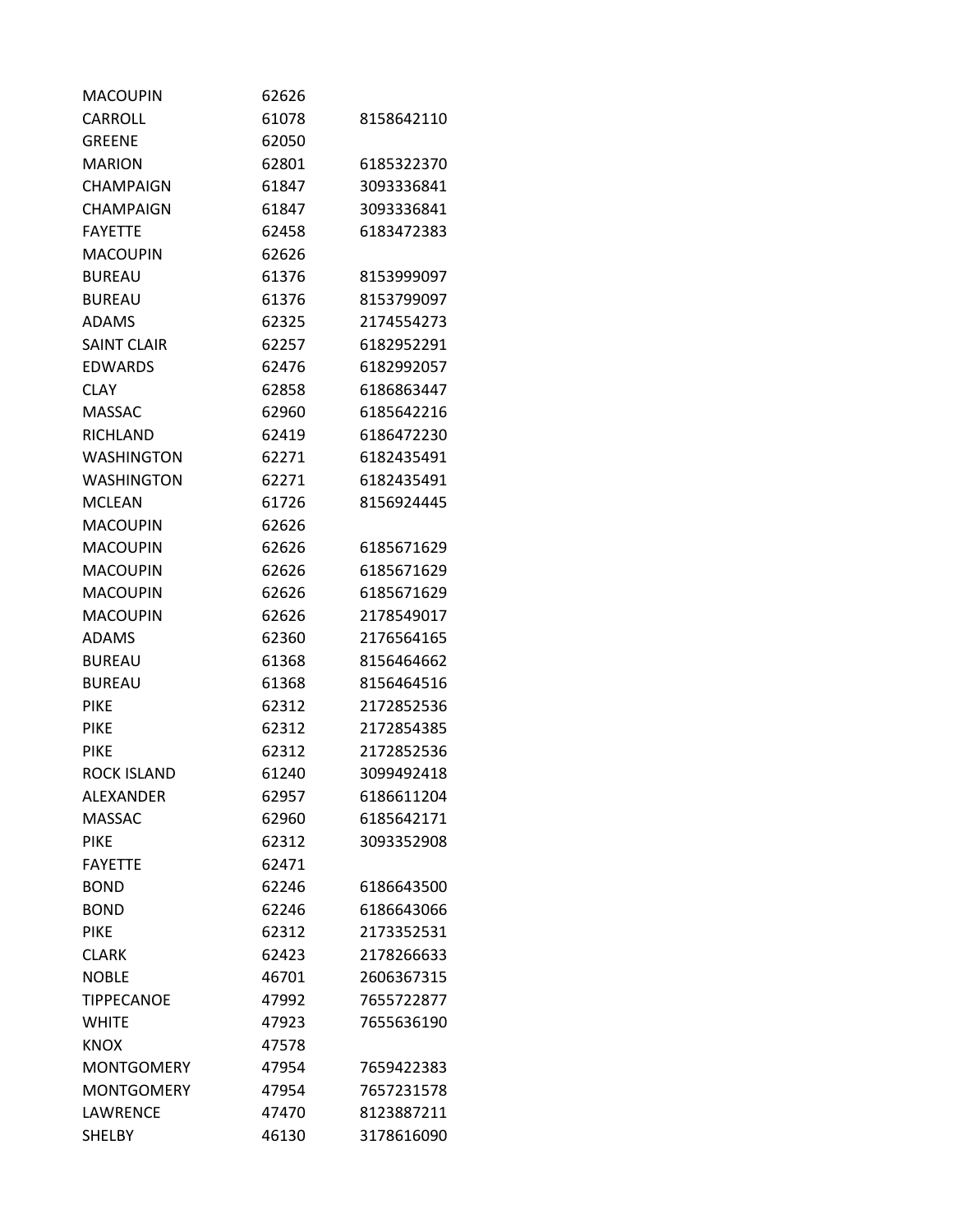| MACOUPIN | 62626 | |
|---|---|---|
| CARROLL | 61078 | 8158642110 |
| GREENE | 62050 | |
| MARION | 62801 | 6185322370 |
| CHAMPAIGN | 61847 | 3093336841 |
| CHAMPAIGN | 61847 | 3093336841 |
| FAYETTE | 62458 | 6183472383 |
| MACOUPIN | 62626 | |
| BUREAU | 61376 | 8153999097 |
| BUREAU | 61376 | 8153799097 |
| ADAMS | 62325 | 2174554273 |
| SAINT CLAIR | 62257 | 6182952291 |
| EDWARDS | 62476 | 6182992057 |
| CLAY | 62858 | 6186863447 |
| MASSAC | 62960 | 6185642216 |
| RICHLAND | 62419 | 6186472230 |
| WASHINGTON | 62271 | 6182435491 |
| WASHINGTON | 62271 | 6182435491 |
| MCLEAN | 61726 | 8156924445 |
| MACOUPIN | 62626 | |
| MACOUPIN | 62626 | 6185671629 |
| MACOUPIN | 62626 | 6185671629 |
| MACOUPIN | 62626 | 6185671629 |
| MACOUPIN | 62626 | 2178549017 |
| ADAMS | 62360 | 2176564165 |
| BUREAU | 61368 | 8156464662 |
| BUREAU | 61368 | 8156464516 |
| PIKE | 62312 | 2172852536 |
| PIKE | 62312 | 2172854385 |
| PIKE | 62312 | 2172852536 |
| ROCK ISLAND | 61240 | 3099492418 |
| ALEXANDER | 62957 | 6186611204 |
| MASSAC | 62960 | 6185642171 |
| PIKE | 62312 | 3093352908 |
| FAYETTE | 62471 | |
| BOND | 62246 | 6186643500 |
| BOND | 62246 | 6186643066 |
| PIKE | 62312 | 2173352531 |
| CLARK | 62423 | 2178266633 |
| NOBLE | 46701 | 2606367315 |
| TIPPECANOE | 47992 | 7655722877 |
| WHITE | 47923 | 7655636190 |
| KNOX | 47578 | |
| MONTGOMERY | 47954 | 7659422383 |
| MONTGOMERY | 47954 | 7657231578 |
| LAWRENCE | 47470 | 8123887211 |
| SHELBY | 46130 | 3178616090 |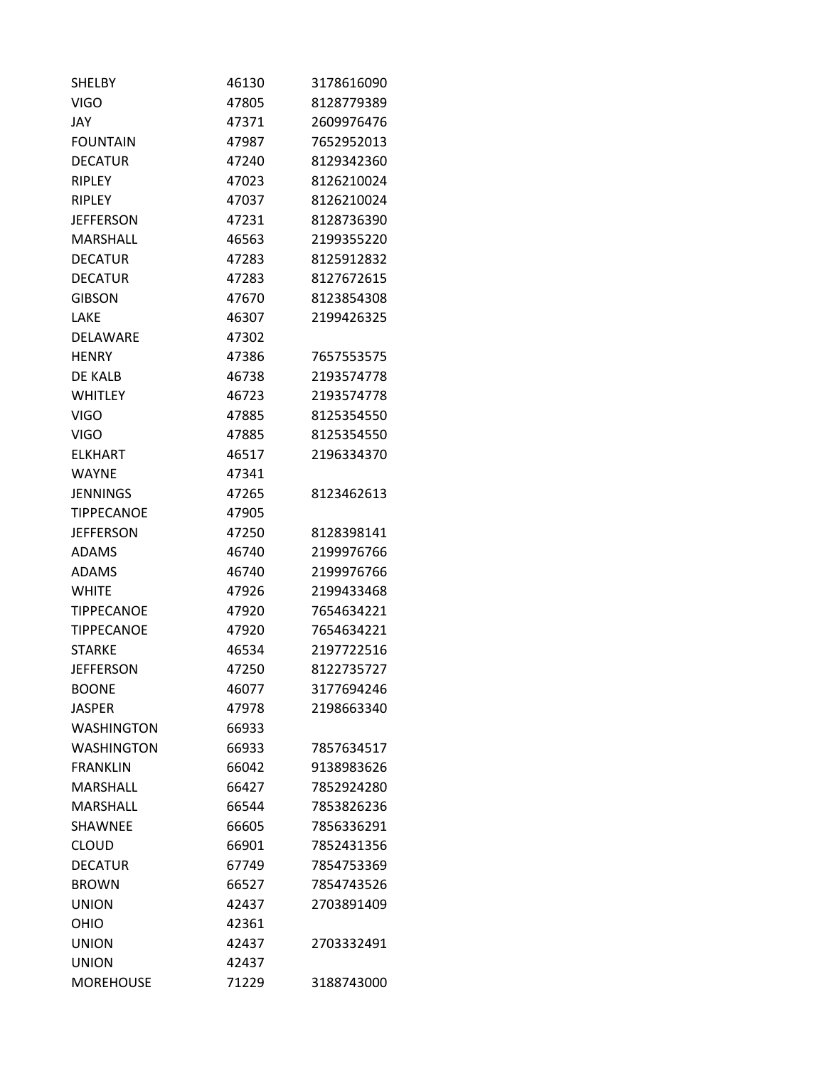| | | |
|---|---|---|
| SHELBY | 46130 | 3178616090 |
| VIGO | 47805 | 8128779389 |
| JAY | 47371 | 2609976476 |
| FOUNTAIN | 47987 | 7652952013 |
| DECATUR | 47240 | 8129342360 |
| RIPLEY | 47023 | 8126210024 |
| RIPLEY | 47037 | 8126210024 |
| JEFFERSON | 47231 | 8128736390 |
| MARSHALL | 46563 | 2199355220 |
| DECATUR | 47283 | 8125912832 |
| DECATUR | 47283 | 8127672615 |
| GIBSON | 47670 | 8123854308 |
| LAKE | 46307 | 2199426325 |
| DELAWARE | 47302 | |
| HENRY | 47386 | 7657553575 |
| DE KALB | 46738 | 2193574778 |
| WHITLEY | 46723 | 2193574778 |
| VIGO | 47885 | 8125354550 |
| VIGO | 47885 | 8125354550 |
| ELKHART | 46517 | 2196334370 |
| WAYNE | 47341 | |
| JENNINGS | 47265 | 8123462613 |
| TIPPECANOE | 47905 | |
| JEFFERSON | 47250 | 8128398141 |
| ADAMS | 46740 | 2199976766 |
| ADAMS | 46740 | 2199976766 |
| WHITE | 47926 | 2199433468 |
| TIPPECANOE | 47920 | 7654634221 |
| TIPPECANOE | 47920 | 7654634221 |
| STARKE | 46534 | 2197722516 |
| JEFFERSON | 47250 | 8122735727 |
| BOONE | 46077 | 3177694246 |
| JASPER | 47978 | 2198663340 |
| WASHINGTON | 66933 | |
| WASHINGTON | 66933 | 7857634517 |
| FRANKLIN | 66042 | 9138983626 |
| MARSHALL | 66427 | 7852924280 |
| MARSHALL | 66544 | 7853826236 |
| SHAWNEE | 66605 | 7856336291 |
| CLOUD | 66901 | 7852431356 |
| DECATUR | 67749 | 7854753369 |
| BROWN | 66527 | 7854743526 |
| UNION | 42437 | 2703891409 |
| OHIO | 42361 | |
| UNION | 42437 | 2703332491 |
| UNION | 42437 | |
| MOREHOUSE | 71229 | 3188743000 |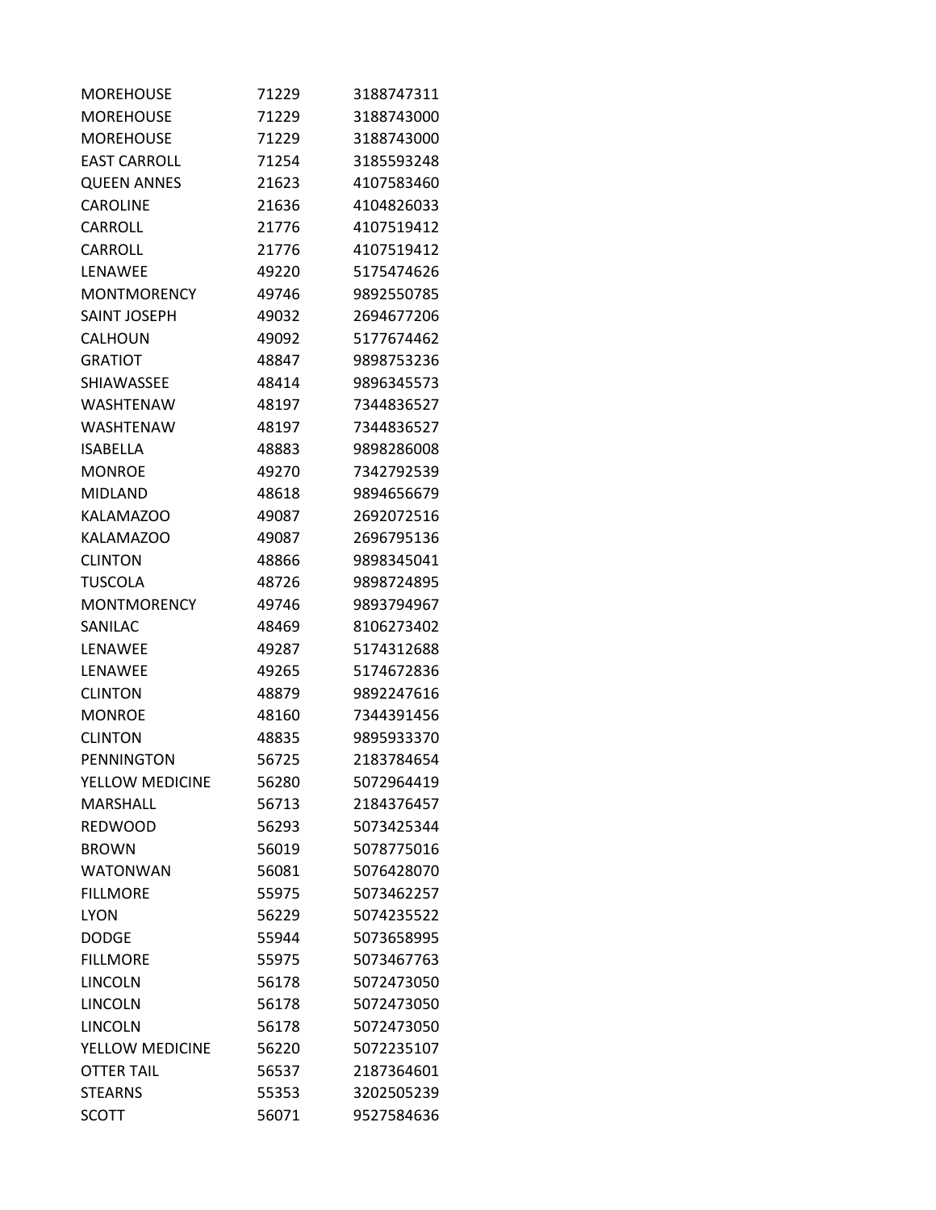| | | |
|---|---|---|
| MOREHOUSE | 71229 | 3188747311 |
| MOREHOUSE | 71229 | 3188743000 |
| MOREHOUSE | 71229 | 3188743000 |
| EAST CARROLL | 71254 | 3185593248 |
| QUEEN ANNES | 21623 | 4107583460 |
| CAROLINE | 21636 | 4104826033 |
| CARROLL | 21776 | 4107519412 |
| CARROLL | 21776 | 4107519412 |
| LENAWEE | 49220 | 5175474626 |
| MONTMORENCY | 49746 | 9892550785 |
| SAINT JOSEPH | 49032 | 2694677206 |
| CALHOUN | 49092 | 5177674462 |
| GRATIOT | 48847 | 9898753236 |
| SHIAWASSEE | 48414 | 9896345573 |
| WASHTENAW | 48197 | 7344836527 |
| WASHTENAW | 48197 | 7344836527 |
| ISABELLA | 48883 | 9898286008 |
| MONROE | 49270 | 7342792539 |
| MIDLAND | 48618 | 9894656679 |
| KALAMAZOO | 49087 | 2692072516 |
| KALAMAZOO | 49087 | 2696795136 |
| CLINTON | 48866 | 9898345041 |
| TUSCOLA | 48726 | 9898724895 |
| MONTMORENCY | 49746 | 9893794967 |
| SANILAC | 48469 | 8106273402 |
| LENAWEE | 49287 | 5174312688 |
| LENAWEE | 49265 | 5174672836 |
| CLINTON | 48879 | 9892247616 |
| MONROE | 48160 | 7344391456 |
| CLINTON | 48835 | 9895933370 |
| PENNINGTON | 56725 | 2183784654 |
| YELLOW MEDICINE | 56280 | 5072964419 |
| MARSHALL | 56713 | 2184376457 |
| REDWOOD | 56293 | 5073425344 |
| BROWN | 56019 | 5078775016 |
| WATONWAN | 56081 | 5076428070 |
| FILLMORE | 55975 | 5073462257 |
| LYON | 56229 | 5074235522 |
| DODGE | 55944 | 5073658995 |
| FILLMORE | 55975 | 5073467763 |
| LINCOLN | 56178 | 5072473050 |
| LINCOLN | 56178 | 5072473050 |
| LINCOLN | 56178 | 5072473050 |
| YELLOW MEDICINE | 56220 | 5072235107 |
| OTTER TAIL | 56537 | 2187364601 |
| STEARNS | 55353 | 3202505239 |
| SCOTT | 56071 | 9527584636 |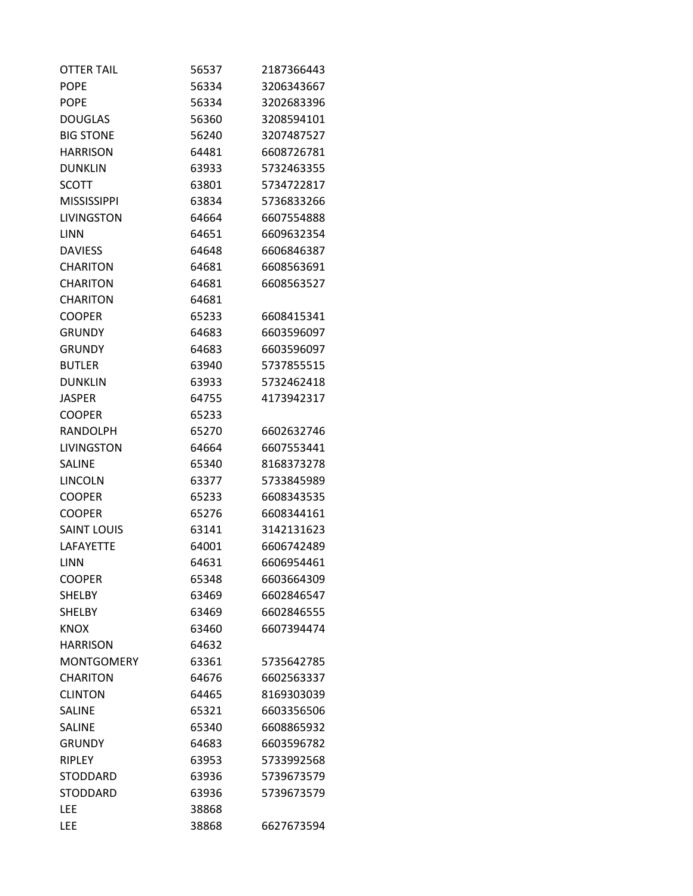| | | |
|---|---|---|
| OTTER TAIL | 56537 | 2187366443 |
| POPE | 56334 | 3206343667 |
| POPE | 56334 | 3202683396 |
| DOUGLAS | 56360 | 3208594101 |
| BIG STONE | 56240 | 3207487527 |
| HARRISON | 64481 | 6608726781 |
| DUNKLIN | 63933 | 5732463355 |
| SCOTT | 63801 | 5734722817 |
| MISSISSIPPI | 63834 | 5736833266 |
| LIVINGSTON | 64664 | 6607554888 |
| LINN | 64651 | 6609632354 |
| DAVIESS | 64648 | 6606846387 |
| CHARITON | 64681 | 6608563691 |
| CHARITON | 64681 | 6608563527 |
| CHARITON | 64681 | |
| COOPER | 65233 | 6608415341 |
| GRUNDY | 64683 | 6603596097 |
| GRUNDY | 64683 | 6603596097 |
| BUTLER | 63940 | 5737855515 |
| DUNKLIN | 63933 | 5732462418 |
| JASPER | 64755 | 4173942317 |
| COOPER | 65233 | |
| RANDOLPH | 65270 | 6602632746 |
| LIVINGSTON | 64664 | 6607553441 |
| SALINE | 65340 | 8168373278 |
| LINCOLN | 63377 | 5733845989 |
| COOPER | 65233 | 6608343535 |
| COOPER | 65276 | 6608344161 |
| SAINT LOUIS | 63141 | 3142131623 |
| LAFAYETTE | 64001 | 6606742489 |
| LINN | 64631 | 6606954461 |
| COOPER | 65348 | 6603664309 |
| SHELBY | 63469 | 6602846547 |
| SHELBY | 63469 | 6602846555 |
| KNOX | 63460 | 6607394474 |
| HARRISON | 64632 | |
| MONTGOMERY | 63361 | 5735642785 |
| CHARITON | 64676 | 6602563337 |
| CLINTON | 64465 | 8169303039 |
| SALINE | 65321 | 6603356506 |
| SALINE | 65340 | 6608865932 |
| GRUNDY | 64683 | 6603596782 |
| RIPLEY | 63953 | 5733992568 |
| STODDARD | 63936 | 5739673579 |
| STODDARD | 63936 | 5739673579 |
| LEE | 38868 | |
| LEE | 38868 | 6627673594 |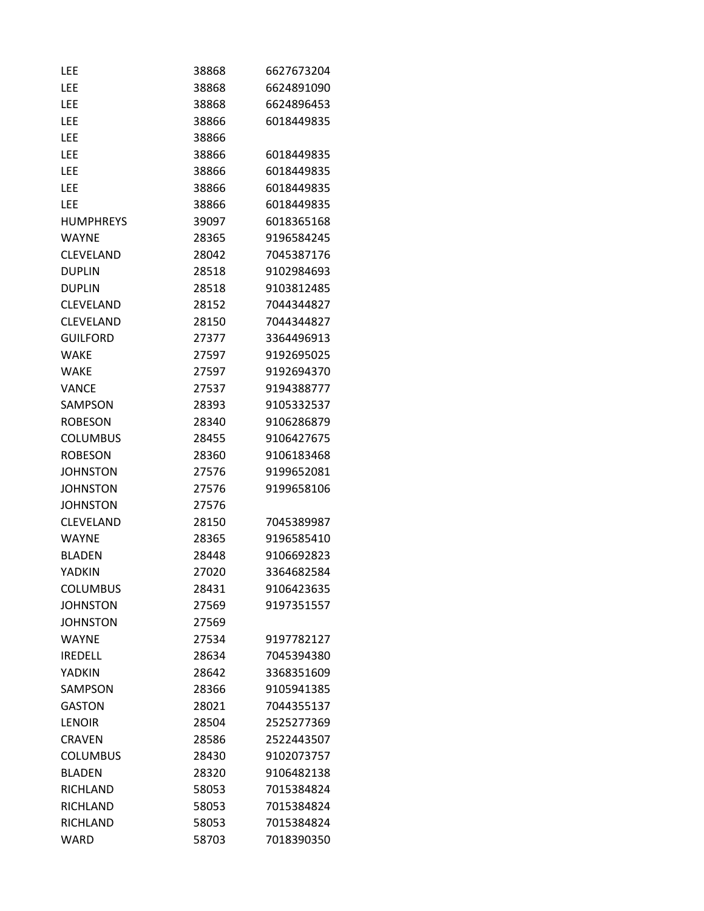| | | |
|---|---|---|
| LEE | 38868 | 6627673204 |
| LEE | 38868 | 6624891090 |
| LEE | 38868 | 6624896453 |
| LEE | 38866 | 6018449835 |
| LEE | 38866 | |
| LEE | 38866 | 6018449835 |
| LEE | 38866 | 6018449835 |
| LEE | 38866 | 6018449835 |
| LEE | 38866 | 6018449835 |
| HUMPHREYS | 39097 | 6018365168 |
| WAYNE | 28365 | 9196584245 |
| CLEVELAND | 28042 | 7045387176 |
| DUPLIN | 28518 | 9102984693 |
| DUPLIN | 28518 | 9103812485 |
| CLEVELAND | 28152 | 7044344827 |
| CLEVELAND | 28150 | 7044344827 |
| GUILFORD | 27377 | 3364496913 |
| WAKE | 27597 | 9192695025 |
| WAKE | 27597 | 9192694370 |
| VANCE | 27537 | 9194388777 |
| SAMPSON | 28393 | 9105332537 |
| ROBESON | 28340 | 9106286879 |
| COLUMBUS | 28455 | 9106427675 |
| ROBESON | 28360 | 9106183468 |
| JOHNSTON | 27576 | 9199652081 |
| JOHNSTON | 27576 | 9199658106 |
| JOHNSTON | 27576 | |
| CLEVELAND | 28150 | 7045389987 |
| WAYNE | 28365 | 9196585410 |
| BLADEN | 28448 | 9106692823 |
| YADKIN | 27020 | 3364682584 |
| COLUMBUS | 28431 | 9106423635 |
| JOHNSTON | 27569 | 9197351557 |
| JOHNSTON | 27569 | |
| WAYNE | 27534 | 9197782127 |
| IREDELL | 28634 | 7045394380 |
| YADKIN | 28642 | 3368351609 |
| SAMPSON | 28366 | 9105941385 |
| GASTON | 28021 | 7044355137 |
| LENOIR | 28504 | 2525277369 |
| CRAVEN | 28586 | 2522443507 |
| COLUMBUS | 28430 | 9102073757 |
| BLADEN | 28320 | 9106482138 |
| RICHLAND | 58053 | 7015384824 |
| RICHLAND | 58053 | 7015384824 |
| RICHLAND | 58053 | 7015384824 |
| WARD | 58703 | 7018390350 |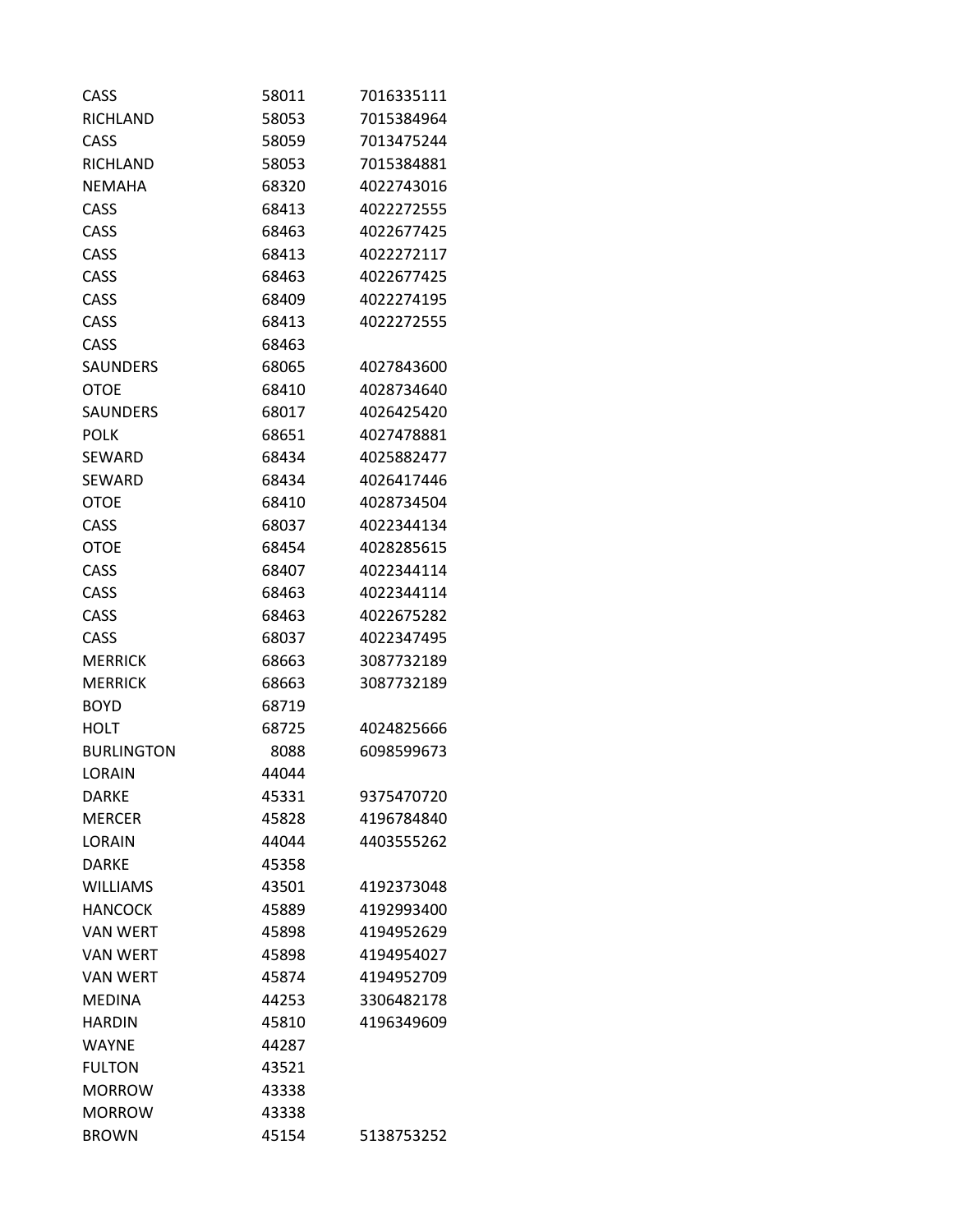| | | |
|---|---|---|
| CASS | 58011 | 7016335111 |
| RICHLAND | 58053 | 7015384964 |
| CASS | 58059 | 7013475244 |
| RICHLAND | 58053 | 7015384881 |
| NEMAHA | 68320 | 4022743016 |
| CASS | 68413 | 4022272555 |
| CASS | 68463 | 4022677425 |
| CASS | 68413 | 4022272117 |
| CASS | 68463 | 4022677425 |
| CASS | 68409 | 4022274195 |
| CASS | 68413 | 4022272555 |
| CASS | 68463 | |
| SAUNDERS | 68065 | 4027843600 |
| OTOE | 68410 | 4028734640 |
| SAUNDERS | 68017 | 4026425420 |
| POLK | 68651 | 4027478881 |
| SEWARD | 68434 | 4025882477 |
| SEWARD | 68434 | 4026417446 |
| OTOE | 68410 | 4028734504 |
| CASS | 68037 | 4022344134 |
| OTOE | 68454 | 4028285615 |
| CASS | 68407 | 4022344114 |
| CASS | 68463 | 4022344114 |
| CASS | 68463 | 4022675282 |
| CASS | 68037 | 4022347495 |
| MERRICK | 68663 | 3087732189 |
| MERRICK | 68663 | 3087732189 |
| BOYD | 68719 | |
| HOLT | 68725 | 4024825666 |
| BURLINGTON | 8088 | 6098599673 |
| LORAIN | 44044 | |
| DARKE | 45331 | 9375470720 |
| MERCER | 45828 | 4196784840 |
| LORAIN | 44044 | 4403555262 |
| DARKE | 45358 | |
| WILLIAMS | 43501 | 4192373048 |
| HANCOCK | 45889 | 4192993400 |
| VAN WERT | 45898 | 4194952629 |
| VAN WERT | 45898 | 4194954027 |
| VAN WERT | 45874 | 4194952709 |
| MEDINA | 44253 | 3306482178 |
| HARDIN | 45810 | 4196349609 |
| WAYNE | 44287 | |
| FULTON | 43521 | |
| MORROW | 43338 | |
| MORROW | 43338 | |
| BROWN | 45154 | 5138753252 |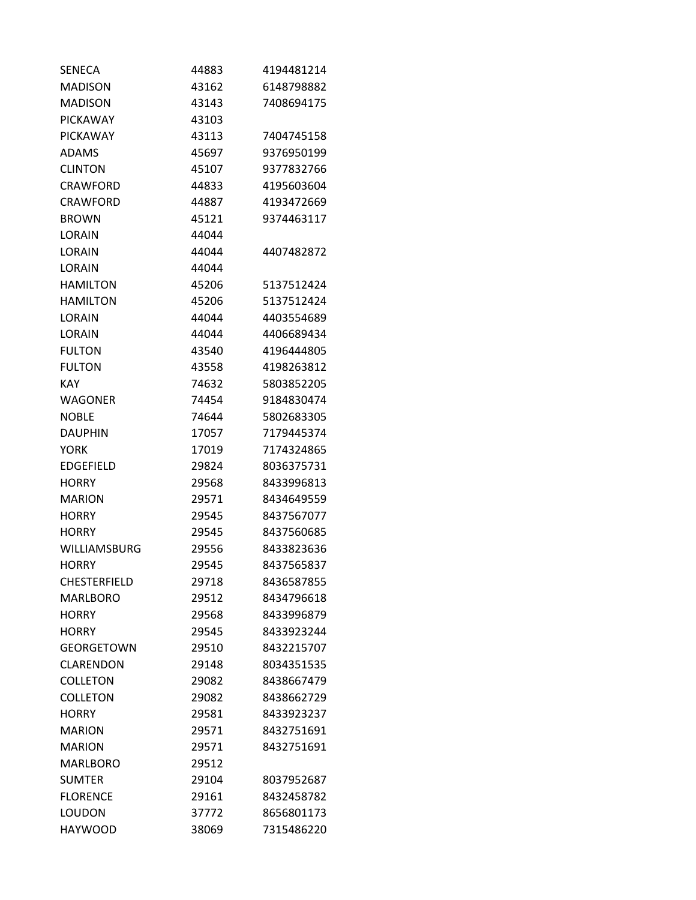| | | |
|---|---|---|
| SENECA | 44883 | 4194481214 |
| MADISON | 43162 | 6148798882 |
| MADISON | 43143 | 7408694175 |
| PICKAWAY | 43103 | |
| PICKAWAY | 43113 | 7404745158 |
| ADAMS | 45697 | 9376950199 |
| CLINTON | 45107 | 9377832766 |
| CRAWFORD | 44833 | 4195603604 |
| CRAWFORD | 44887 | 4193472669 |
| BROWN | 45121 | 9374463117 |
| LORAIN | 44044 | |
| LORAIN | 44044 | 4407482872 |
| LORAIN | 44044 | |
| HAMILTON | 45206 | 5137512424 |
| HAMILTON | 45206 | 5137512424 |
| LORAIN | 44044 | 4403554689 |
| LORAIN | 44044 | 4406689434 |
| FULTON | 43540 | 4196444805 |
| FULTON | 43558 | 4198263812 |
| KAY | 74632 | 5803852205 |
| WAGONER | 74454 | 9184830474 |
| NOBLE | 74644 | 5802683305 |
| DAUPHIN | 17057 | 7179445374 |
| YORK | 17019 | 7174324865 |
| EDGEFIELD | 29824 | 8036375731 |
| HORRY | 29568 | 8433996813 |
| MARION | 29571 | 8434649559 |
| HORRY | 29545 | 8437567077 |
| HORRY | 29545 | 8437560685 |
| WILLIAMSBURG | 29556 | 8433823636 |
| HORRY | 29545 | 8437565837 |
| CHESTERFIELD | 29718 | 8436587855 |
| MARLBORO | 29512 | 8434796618 |
| HORRY | 29568 | 8433996879 |
| HORRY | 29545 | 8433923244 |
| GEORGETOWN | 29510 | 8432215707 |
| CLARENDON | 29148 | 8034351535 |
| COLLETON | 29082 | 8438667479 |
| COLLETON | 29082 | 8438662729 |
| HORRY | 29581 | 8433923237 |
| MARION | 29571 | 8432751691 |
| MARION | 29571 | 8432751691 |
| MARLBORO | 29512 | |
| SUMTER | 29104 | 8037952687 |
| FLORENCE | 29161 | 8432458782 |
| LOUDON | 37772 | 8656801173 |
| HAYWOOD | 38069 | 7315486220 |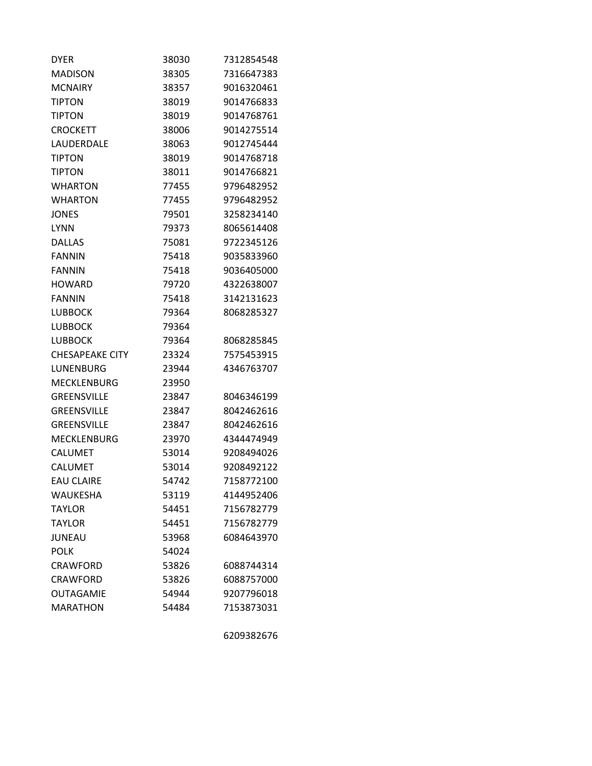| | | |
|---|---|---|
| DYER | 38030 | 7312854548 |
| MADISON | 38305 | 7316647383 |
| MCNAIRY | 38357 | 9016320461 |
| TIPTON | 38019 | 9014766833 |
| TIPTON | 38019 | 9014768761 |
| CROCKETT | 38006 | 9014275514 |
| LAUDERDALE | 38063 | 9012745444 |
| TIPTON | 38019 | 9014768718 |
| TIPTON | 38011 | 9014766821 |
| WHARTON | 77455 | 9796482952 |
| WHARTON | 77455 | 9796482952 |
| JONES | 79501 | 3258234140 |
| LYNN | 79373 | 8065614408 |
| DALLAS | 75081 | 9722345126 |
| FANNIN | 75418 | 9035833960 |
| FANNIN | 75418 | 9036405000 |
| HOWARD | 79720 | 4322638007 |
| FANNIN | 75418 | 3142131623 |
| LUBBOCK | 79364 | 8068285327 |
| LUBBOCK | 79364 | |
| LUBBOCK | 79364 | 8068285845 |
| CHESAPEAKE CITY | 23324 | 7575453915 |
| LUNENBURG | 23944 | 4346763707 |
| MECKLENBURG | 23950 | |
| GREENSVILLE | 23847 | 8046346199 |
| GREENSVILLE | 23847 | 8042462616 |
| GREENSVILLE | 23847 | 8042462616 |
| MECKLENBURG | 23970 | 4344474949 |
| CALUMET | 53014 | 9208494026 |
| CALUMET | 53014 | 9208492122 |
| EAU CLAIRE | 54742 | 7158772100 |
| WAUKESHA | 53119 | 4144952406 |
| TAYLOR | 54451 | 7156782779 |
| TAYLOR | 54451 | 7156782779 |
| JUNEAU | 53968 | 6084643970 |
| POLK | 54024 | |
| CRAWFORD | 53826 | 6088744314 |
| CRAWFORD | 53826 | 6088757000 |
| OUTAGAMIE | 54944 | 9207796018 |
| MARATHON | 54484 | 7153873031 |
| | | |
| | | 6209382676 |